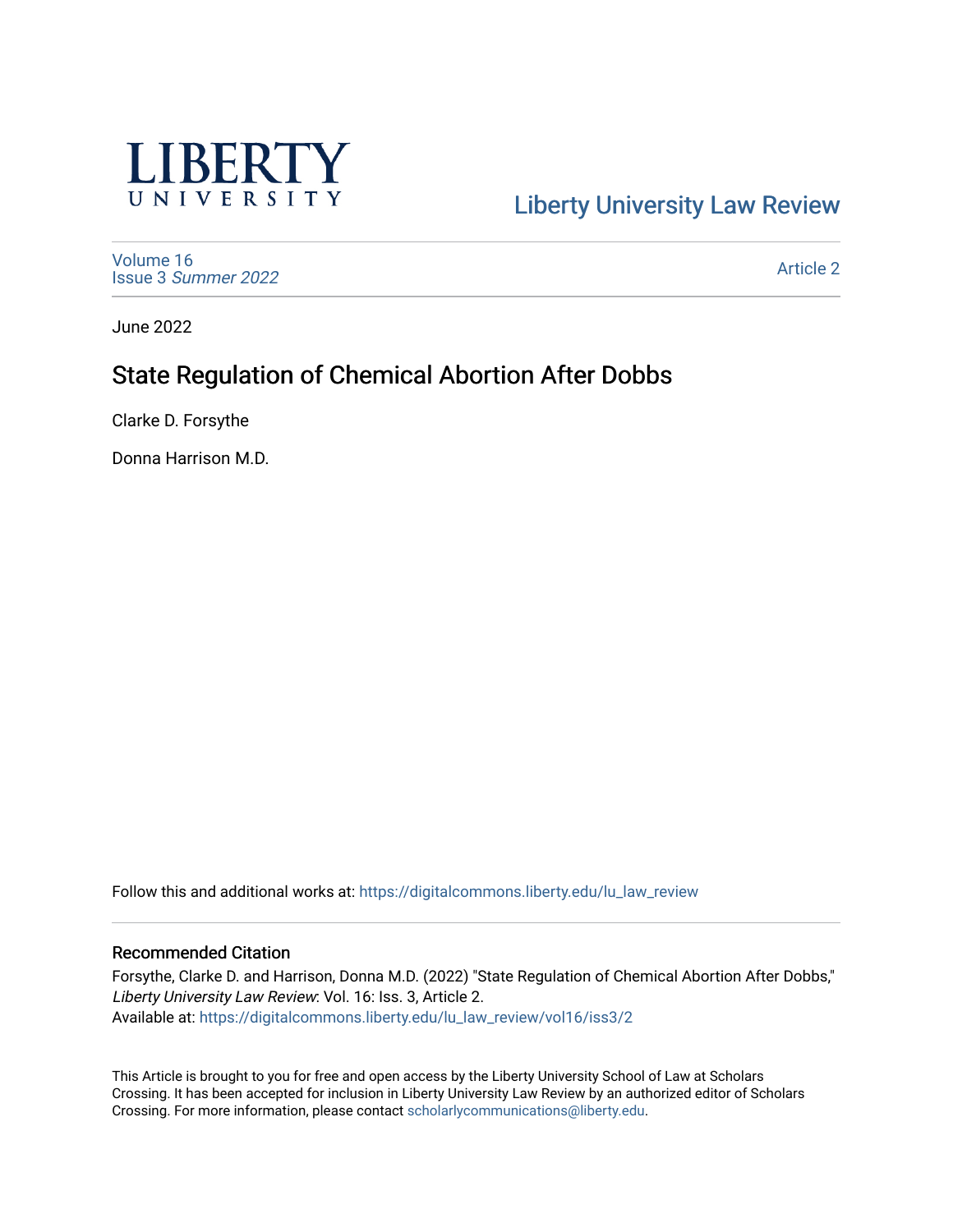LIBERTY UNIVERSITY

Liberty University Law Review

Volume 16
Issue 3 *Summer 2022*

Article 2

June 2022

# State Regulation of Chemical Abortion After Dobbs

Clarke D. Forsythe

Donna Harrison M.D.

Follow this and additional works at: https://digitalcommons.liberty.edu/lu_law_review

## Recommended Citation

Forsythe, Clarke D. and Harrison, Donna M.D. (2022) "State Regulation of Chemical Abortion After Dobbs," *Liberty University Law Review*: Vol. 16: Iss. 3, Article 2.
Available at: https://digitalcommons.liberty.edu/lu_law_review/vol16/iss3/2

This Article is brought to you for free and open access by the Liberty University School of Law at Scholars Crossing. It has been accepted for inclusion in Liberty University Law Review by an authorized editor of Scholars Crossing. For more information, please contact scholarlycommunications@liberty.edu.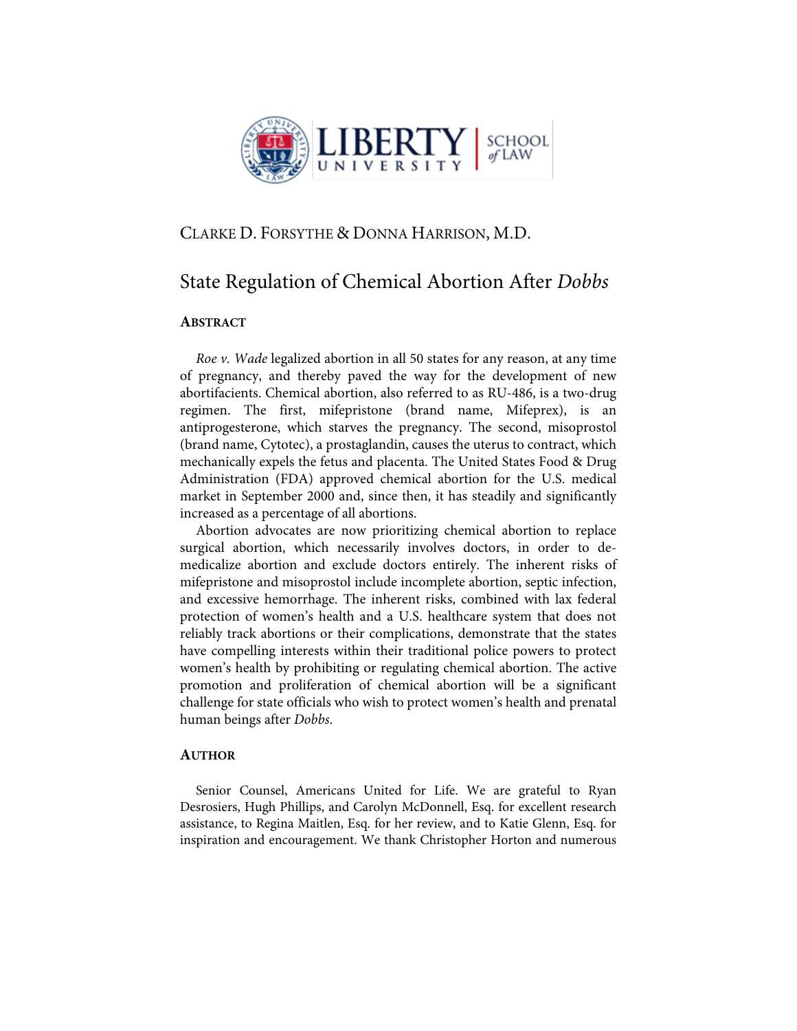CLARKE D. FORSYTHE & DONNA HARRISON, M.D.

# State Regulation of Chemical Abortion After *Dobbs*

## ABSTRACT

*Roe v. Wade* legalized abortion in all 50 states for any reason, at any time of pregnancy, and thereby paved the way for the development of new abortifacients. Chemical abortion, also referred to as RU-486, is a two-drug regimen. The first, mifepristone (brand name, Mifeprex), is an antiprogesterone, which starves the pregnancy. The second, misoprostol (brand name, Cytotec), a prostaglandin, causes the uterus to contract, which mechanically expels the fetus and placenta. The United States Food & Drug Administration (FDA) approved chemical abortion for the U.S. medical market in September 2000 and, since then, it has steadily and significantly increased as a percentage of all abortions.

Abortion advocates are now prioritizing chemical abortion to replace surgical abortion, which necessarily involves doctors, in order to de-medicalize abortion and exclude doctors entirely. The inherent risks of mifepristone and misoprostol include incomplete abortion, septic infection, and excessive hemorrhage. The inherent risks, combined with lax federal protection of women's health and a U.S. healthcare system that does not reliably track abortions or their complications, demonstrate that the states have compelling interests within their traditional police powers to protect women's health by prohibiting or regulating chemical abortion. The active promotion and proliferation of chemical abortion will be a significant challenge for state officials who wish to protect women's health and prenatal human beings after *Dobbs*.

## AUTHOR

Senior Counsel, Americans United for Life. We are grateful to Ryan Desrosiers, Hugh Phillips, and Carolyn McDonnell, Esq. for excellent research assistance, to Regina Maitlen, Esq. for her review, and to Katie Glenn, Esq. for inspiration and encouragement. We thank Christopher Horton and numerous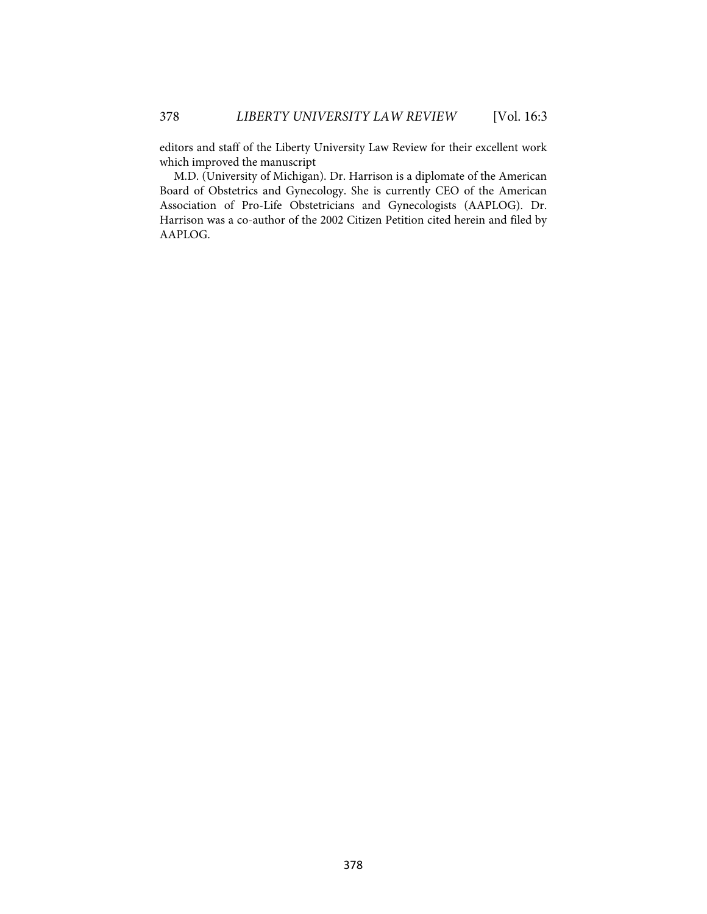editors and staff of the Liberty University Law Review for their excellent work which improved the manuscript

M.D. (University of Michigan). Dr. Harrison is a diplomate of the American Board of Obstetrics and Gynecology. She is currently CEO of the American Association of Pro-Life Obstetricians and Gynecologists (AAPLOG). Dr. Harrison was a co-author of the 2002 Citizen Petition cited herein and filed by AAPLOG.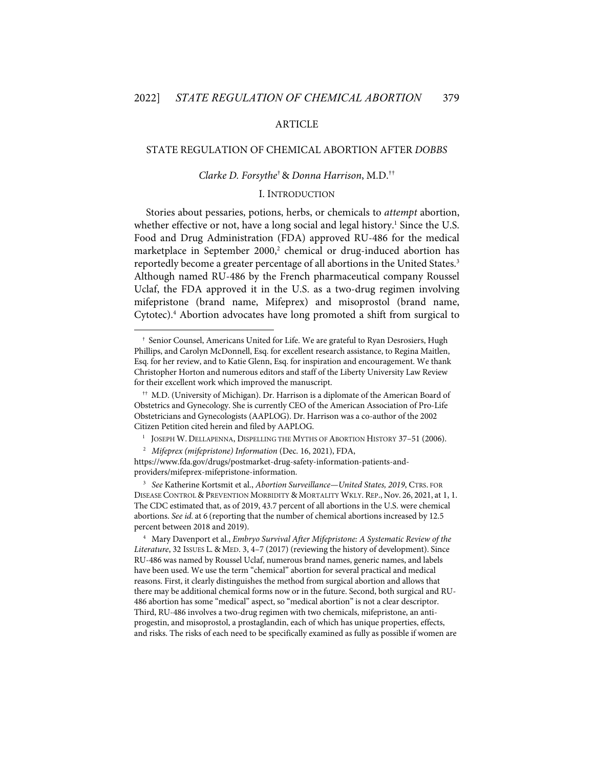ARTICLE

# STATE REGULATION OF CHEMICAL ABORTION AFTER *DOBBS*

*Clarke D. Forsythe*[†] & *Donna Harrison*, M.D.[††]

## I. INTRODUCTION

Stories about pessaries, potions, herbs, or chemicals to *attempt* abortion, whether effective or not, have a long social and legal history.[1] Since the U.S. Food and Drug Administration (FDA) approved RU-486 for the medical marketplace in September 2000,[2] chemical or drug-induced abortion has reportedly become a greater percentage of all abortions in the United States.[3] Although named RU-486 by the French pharmaceutical company Roussel Uclaf, the FDA approved it in the U.S. as a two-drug regimen involving mifepristone (brand name, Mifeprex) and misoprostol (brand name, Cytotec).[4] Abortion advocates have long promoted a shift from surgical to

---

[†] Senior Counsel, Americans United for Life. We are grateful to Ryan Desrosiers, Hugh Phillips, and Carolyn McDonnell, Esq. for excellent research assistance, to Regina Maitlen, Esq. for her review, and to Katie Glenn, Esq. for inspiration and encouragement. We thank Christopher Horton and numerous editors and staff of the Liberty University Law Review for their excellent work which improved the manuscript.

[††] M.D. (University of Michigan). Dr. Harrison is a diplomate of the American Board of Obstetrics and Gynecology. She is currently CEO of the American Association of Pro-Life Obstetricians and Gynecologists (AAPLOG). Dr. Harrison was a co-author of the 2002 Citizen Petition cited herein and filed by AAPLOG.

[1] JOSEPH W. DELLAPENNA, DISPELLING THE MYTHS OF ABORTION HISTORY 37–51 (2006).

[2] *Mifeprex (mifepristone) Information* (Dec. 16, 2021), FDA, https://www.fda.gov/drugs/postmarket-drug-safety-information-patients-and-providers/mifeprex-mifepristone-information.

[3] *See* Katherine Kortsmit et al., *Abortion Surveillance—United States, 2019*, CTRS. FOR DISEASE CONTROL & PREVENTION MORBIDITY & MORTALITY WKLY. REP., Nov. 26, 2021, at 1, 1. The CDC estimated that, as of 2019, 43.7 percent of all abortions in the U.S. were chemical abortions. *See id.* at 6 (reporting that the number of chemical abortions increased by 12.5 percent between 2018 and 2019).

[4] Mary Davenport et al., *Embryo Survival After Mifepristone: A Systematic Review of the Literature*, 32 ISSUES L. & MED. 3, 4–7 (2017) (reviewing the history of development). Since RU-486 was named by Roussel Uclaf, numerous brand names, generic names, and labels have been used. We use the term "chemical" abortion for several practical and medical reasons. First, it clearly distinguishes the method from surgical abortion and allows that there may be additional chemical forms now or in the future. Second, both surgical and RU-486 abortion has some "medical" aspect, so "medical abortion" is not a clear descriptor. Third, RU-486 involves a two-drug regimen with two chemicals, mifepristone, an anti-progestin, and misoprostol, a prostaglandin, each of which has unique properties, effects, and risks. The risks of each need to be specifically examined as fully as possible if women are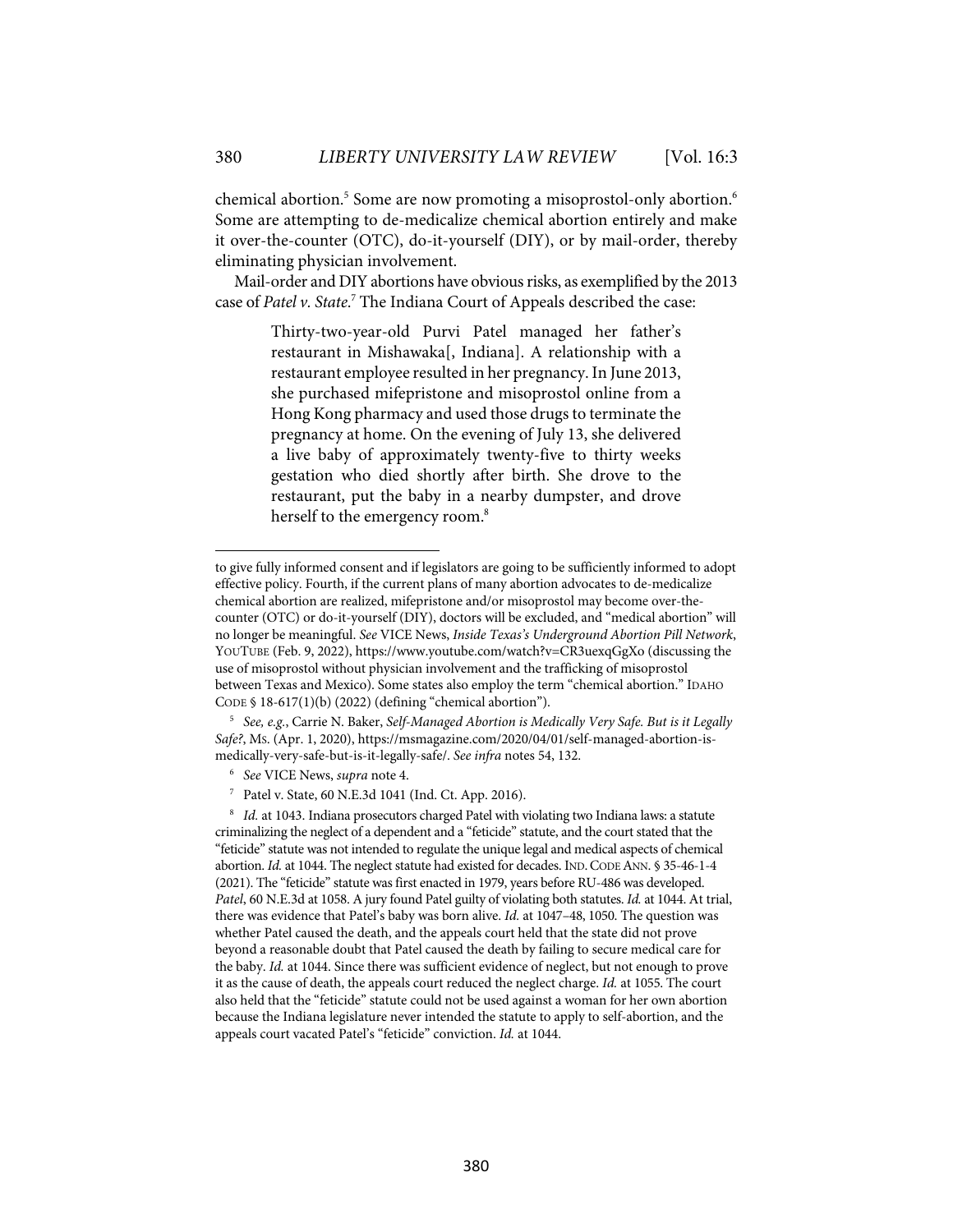chemical abortion.[5] Some are now promoting a misoprostol-only abortion.[6] Some are attempting to de-medicalize chemical abortion entirely and make it over-the-counter (OTC), do-it-yourself (DIY), or by mail-order, thereby eliminating physician involvement.

Mail-order and DIY abortions have obvious risks, as exemplified by the 2013 case of *Patel v. State*.[7] The Indiana Court of Appeals described the case:

> Thirty-two-year-old Purvi Patel managed her father's restaurant in Mishawaka[, Indiana]. A relationship with a restaurant employee resulted in her pregnancy. In June 2013, she purchased mifepristone and misoprostol online from a Hong Kong pharmacy and used those drugs to terminate the pregnancy at home. On the evening of July 13, she delivered a live baby of approximately twenty-five to thirty weeks gestation who died shortly after birth. She drove to the restaurant, put the baby in a nearby dumpster, and drove herself to the emergency room.[8]

---

to give fully informed consent and if legislators are going to be sufficiently informed to adopt effective policy. Fourth, if the current plans of many abortion advocates to de-medicalize chemical abortion are realized, mifepristone and/or misoprostol may become over-the-counter (OTC) or do-it-yourself (DIY), doctors will be excluded, and "medical abortion" will no longer be meaningful. *See* VICE News, *Inside Texas's Underground Abortion Pill Network*, YOUTUBE (Feb. 9, 2022), https://www.youtube.com/watch?v=CR3uexqGgXo (discussing the use of misoprostol without physician involvement and the trafficking of misoprostol between Texas and Mexico). Some states also employ the term "chemical abortion." IDAHO CODE § 18-617(1)(b) (2022) (defining "chemical abortion").

[5] *See, e.g.*, Carrie N. Baker, *Self-Managed Abortion is Medically Very Safe. But is it Legally Safe?*, MS. (Apr. 1, 2020), https://msmagazine.com/2020/04/01/self-managed-abortion-is-medically-very-safe-but-is-it-legally-safe/. *See infra* notes 54, 132.

[6] *See* VICE News, *supra* note 4.

[7] Patel v. State, 60 N.E.3d 1041 (Ind. Ct. App. 2016).

[8] *Id.* at 1043. Indiana prosecutors charged Patel with violating two Indiana laws: a statute criminalizing the neglect of a dependent and a "feticide" statute, and the court stated that the "feticide" statute was not intended to regulate the unique legal and medical aspects of chemical abortion. *Id.* at 1044. The neglect statute had existed for decades. IND. CODE ANN. § 35-46-1-4 (2021). The "feticide" statute was first enacted in 1979, years before RU-486 was developed. *Patel*, 60 N.E.3d at 1058. A jury found Patel guilty of violating both statutes. *Id.* at 1044. At trial, there was evidence that Patel's baby was born alive. *Id.* at 1047–48, 1050. The question was whether Patel caused the death, and the appeals court held that the state did not prove beyond a reasonable doubt that Patel caused the death by failing to secure medical care for the baby. *Id.* at 1044. Since there was sufficient evidence of neglect, but not enough to prove it as the cause of death, the appeals court reduced the neglect charge. *Id.* at 1055. The court also held that the "feticide" statute could not be used against a woman for her own abortion because the Indiana legislature never intended the statute to apply to self-abortion, and the appeals court vacated Patel's "feticide" conviction. *Id.* at 1044.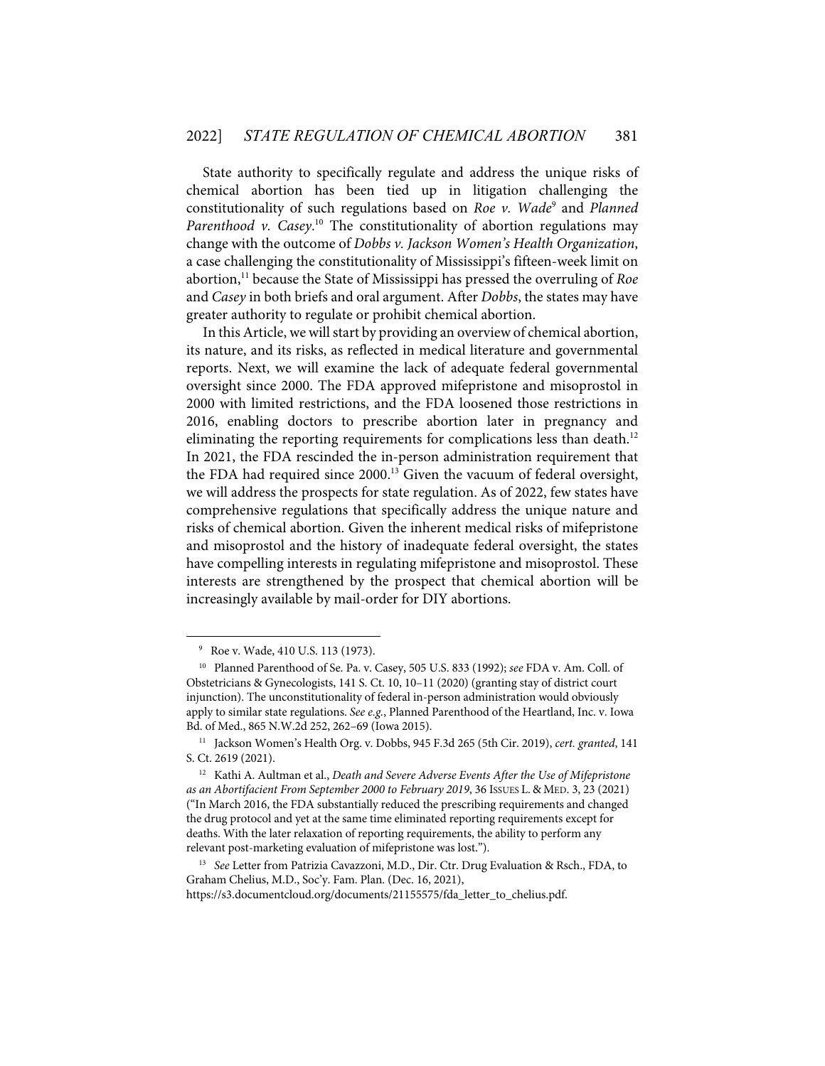State authority to specifically regulate and address the unique risks of chemical abortion has been tied up in litigation challenging the constitutionality of such regulations based on *Roe v. Wade*[9] and *Planned Parenthood v. Casey*.[10] The constitutionality of abortion regulations may change with the outcome of *Dobbs v. Jackson Women's Health Organization*, a case challenging the constitutionality of Mississippi's fifteen-week limit on abortion,[11] because the State of Mississippi has pressed the overruling of *Roe* and *Casey* in both briefs and oral argument. After *Dobbs*, the states may have greater authority to regulate or prohibit chemical abortion.

In this Article, we will start by providing an overview of chemical abortion, its nature, and its risks, as reflected in medical literature and governmental reports. Next, we will examine the lack of adequate federal governmental oversight since 2000. The FDA approved mifepristone and misoprostol in 2000 with limited restrictions, and the FDA loosened those restrictions in 2016, enabling doctors to prescribe abortion later in pregnancy and eliminating the reporting requirements for complications less than death.[12] In 2021, the FDA rescinded the in-person administration requirement that the FDA had required since 2000.[13] Given the vacuum of federal oversight, we will address the prospects for state regulation. As of 2022, few states have comprehensive regulations that specifically address the unique nature and risks of chemical abortion. Given the inherent medical risks of mifepristone and misoprostol and the history of inadequate federal oversight, the states have compelling interests in regulating mifepristone and misoprostol. These interests are strengthened by the prospect that chemical abortion will be increasingly available by mail-order for DIY abortions.

---

[9] Roe v. Wade, 410 U.S. 113 (1973).

[10] Planned Parenthood of Se. Pa. v. Casey, 505 U.S. 833 (1992); *see* FDA v. Am. Coll. of Obstetricians & Gynecologists, 141 S. Ct. 10, 10–11 (2020) (granting stay of district court injunction). The unconstitutionality of federal in-person administration would obviously apply to similar state regulations. *See e.g.*, Planned Parenthood of the Heartland, Inc. v. Iowa Bd. of Med., 865 N.W.2d 252, 262–69 (Iowa 2015).

[11] Jackson Women's Health Org. v. Dobbs, 945 F.3d 265 (5th Cir. 2019), *cert. granted*, 141 S. Ct. 2619 (2021).

[12] Kathi A. Aultman et al., *Death and Severe Adverse Events After the Use of Mifepristone as an Abortifacient From September 2000 to February 2019*, 36 ISSUES L. & MED. 3, 23 (2021) ("In March 2016, the FDA substantially reduced the prescribing requirements and changed the drug protocol and yet at the same time eliminated reporting requirements except for deaths. With the later relaxation of reporting requirements, the ability to perform any relevant post-marketing evaluation of mifepristone was lost.").

[13] *See* Letter from Patrizia Cavazzoni, M.D., Dir. Ctr. Drug Evaluation & Rsch., FDA, to Graham Chelius, M.D., Soc'y. Fam. Plan. (Dec. 16, 2021), https://s3.documentcloud.org/documents/21155575/fda_letter_to_chelius.pdf.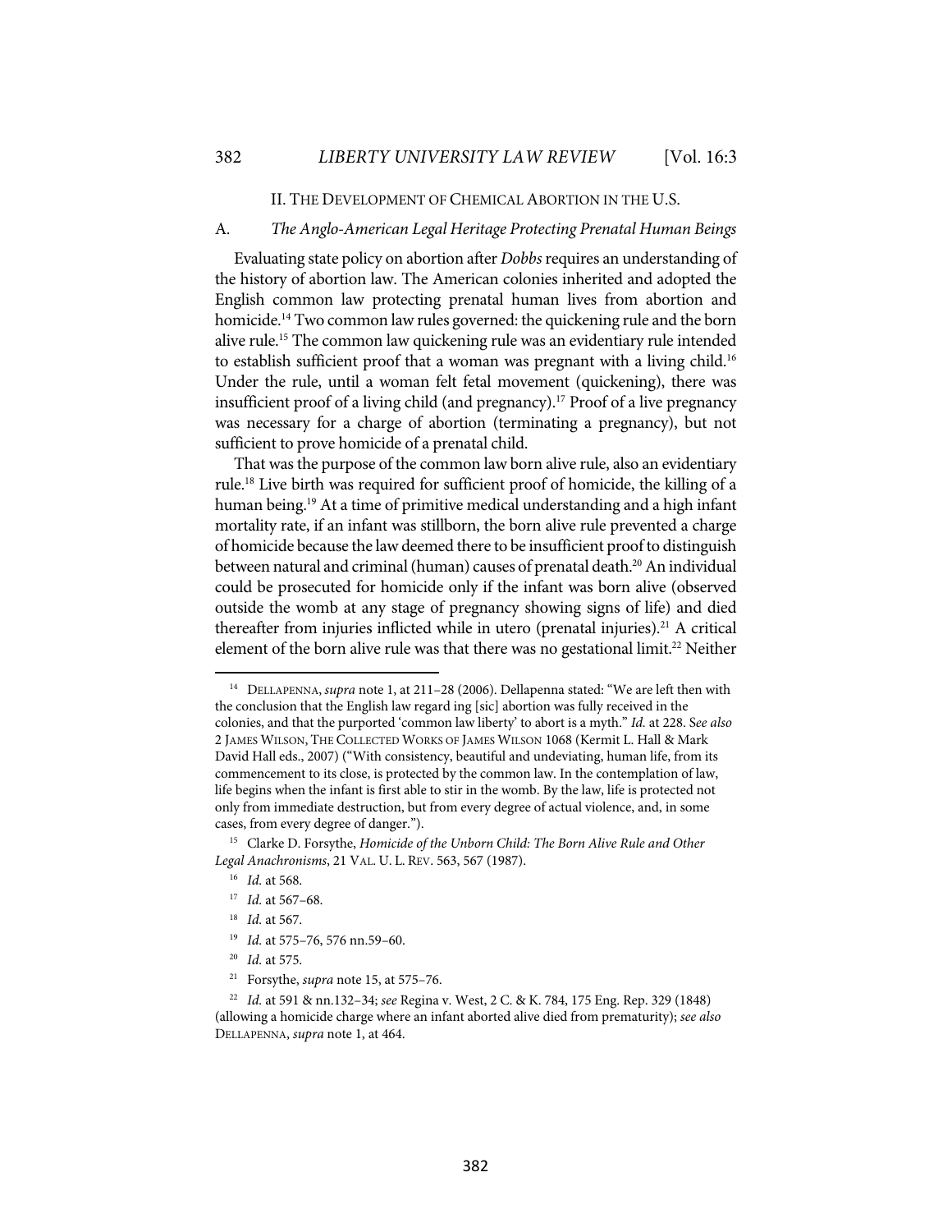## II. THE DEVELOPMENT OF CHEMICAL ABORTION IN THE U.S.

### A. *The Anglo-American Legal Heritage Protecting Prenatal Human Beings*

Evaluating state policy on abortion after *Dobbs* requires an understanding of the history of abortion law. The American colonies inherited and adopted the English common law protecting prenatal human lives from abortion and homicide.[14] Two common law rules governed: the quickening rule and the born alive rule.[15] The common law quickening rule was an evidentiary rule intended to establish sufficient proof that a woman was pregnant with a living child.[16] Under the rule, until a woman felt fetal movement (quickening), there was insufficient proof of a living child (and pregnancy).[17] Proof of a live pregnancy was necessary for a charge of abortion (terminating a pregnancy), but not sufficient to prove homicide of a prenatal child.

That was the purpose of the common law born alive rule, also an evidentiary rule.[18] Live birth was required for sufficient proof of homicide, the killing of a human being.[19] At a time of primitive medical understanding and a high infant mortality rate, if an infant was stillborn, the born alive rule prevented a charge of homicide because the law deemed there to be insufficient proof to distinguish between natural and criminal (human) causes of prenatal death.[20] An individual could be prosecuted for homicide only if the infant was born alive (observed outside the womb at any stage of pregnancy showing signs of life) and died thereafter from injuries inflicted while in utero (prenatal injuries).[21] A critical element of the born alive rule was that there was no gestational limit.[22] Neither

---

[14] DELLAPENNA, *supra* note 1, at 211–28 (2006). Dellapenna stated: "We are left then with the conclusion that the English law regard ing [sic] abortion was fully received in the colonies, and that the purported 'common law liberty' to abort is a myth." *Id.* at 228. S*ee also* 2 JAMES WILSON, THE COLLECTED WORKS OF JAMES WILSON 1068 (Kermit L. Hall & Mark David Hall eds., 2007) ("With consistency, beautiful and undeviating, human life, from its commencement to its close, is protected by the common law. In the contemplation of law, life begins when the infant is first able to stir in the womb. By the law, life is protected not only from immediate destruction, but from every degree of actual violence, and, in some cases, from every degree of danger.").

[15] Clarke D. Forsythe, *Homicide of the Unborn Child: The Born Alive Rule and Other Legal Anachronisms*, 21 VAL. U. L. REV. 563, 567 (1987).

[16] *Id.* at 568.

[17] *Id.* at 567–68.

[18] *Id.* at 567.

[19] *Id.* at 575–76, 576 nn.59–60.

[20] *Id.* at 575.

[21] Forsythe, *supra* note 15, at 575–76.

[22] *Id.* at 591 & nn.132–34; *see* Regina v. West, 2 C. & K. 784, 175 Eng. Rep. 329 (1848) (allowing a homicide charge where an infant aborted alive died from prematurity); *see also* DELLAPENNA, *supra* note 1, at 464.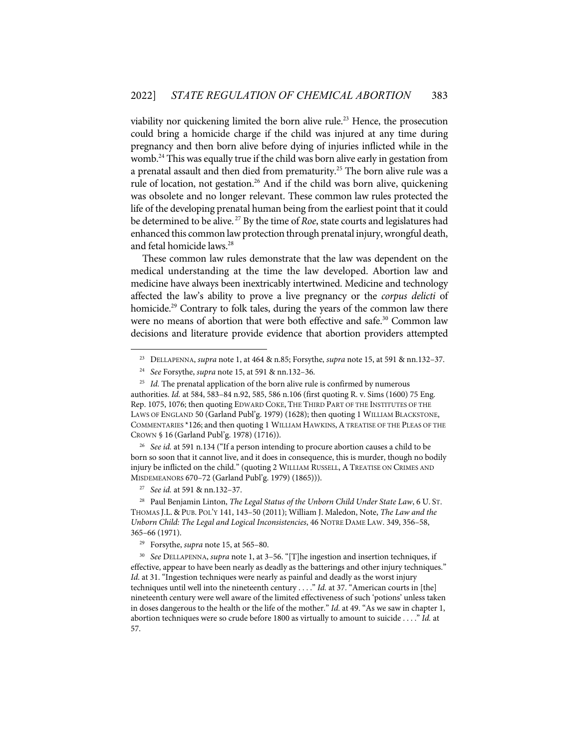viability nor quickening limited the born alive rule.[23] Hence, the prosecution could bring a homicide charge if the child was injured at any time during pregnancy and then born alive before dying of injuries inflicted while in the womb.[24] This was equally true if the child was born alive early in gestation from a prenatal assault and then died from prematurity.[25] The born alive rule was a rule of location, not gestation.[26] And if the child was born alive, quickening was obsolete and no longer relevant. These common law rules protected the life of the developing prenatal human being from the earliest point that it could be determined to be alive.[27] By the time of *Roe*, state courts and legislatures had enhanced this common law protection through prenatal injury, wrongful death, and fetal homicide laws.[28]

These common law rules demonstrate that the law was dependent on the medical understanding at the time the law developed. Abortion law and medicine have always been inextricably intertwined. Medicine and technology affected the law's ability to prove a live pregnancy or the *corpus delicti* of homicide.[29] Contrary to folk tales, during the years of the common law there were no means of abortion that were both effective and safe.[30] Common law decisions and literature provide evidence that abortion providers attempted

---

[23] DELLAPENNA, *supra* note 1, at 464 & n.85; Forsythe, *supra* note 15, at 591 & nn.132–37.

[24] *See* Forsythe, *supra* note 15, at 591 & nn.132–36.

[25] *Id.* The prenatal application of the born alive rule is confirmed by numerous authorities. *Id.* at 584, 583–84 n.92, 585, 586 n.106 (first quoting R. v. Sims (1600) 75 Eng. Rep. 1075, 1076; then quoting EDWARD COKE, THE THIRD PART OF THE INSTITUTES OF THE LAWS OF ENGLAND 50 (Garland Publ'g. 1979) (1628); then quoting 1 WILLIAM BLACKSTONE, COMMENTARIES *126; and then quoting 1 WILLIAM HAWKINS, A TREATISE OF THE PLEAS OF THE CROWN § 16 (Garland Publ'g. 1978) (1716)).

[26] *See id.* at 591 n.134 ("If a person intending to procure abortion causes a child to be born so soon that it cannot live, and it does in consequence, this is murder, though no bodily injury be inflicted on the child." (quoting 2 WILLIAM RUSSELL, A TREATISE ON CRIMES AND MISDEMEANORS 670–72 (Garland Publ'g. 1979) (1865))).

[27] *See id.* at 591 & nn.132–37.

[28] Paul Benjamin Linton, *The Legal Status of the Unborn Child Under State Law*, 6 U. ST. THOMAS J.L. & PUB. POL'Y 141, 143–50 (2011); William J. Maledon, Note, *The Law and the Unborn Child: The Legal and Logical Inconsistencies*, 46 NOTRE DAME LAW. 349, 356–58, 365–66 (1971).

[29] Forsythe, *supra* note 15, at 565–80.

[30] *See* DELLAPENNA, *supra* note 1, at 3–56. "[T]he ingestion and insertion techniques, if effective, appear to have been nearly as deadly as the batterings and other injury techniques." *Id.* at 31. "Ingestion techniques were nearly as painful and deadly as the worst injury techniques until well into the nineteenth century . . . ." *Id.* at 37. "American courts in [the] nineteenth century were well aware of the limited effectiveness of such 'potions' unless taken in doses dangerous to the health or the life of the mother." *Id.* at 49. "As we saw in chapter 1, abortion techniques were so crude before 1800 as virtually to amount to suicide . . . ." *Id.* at 57.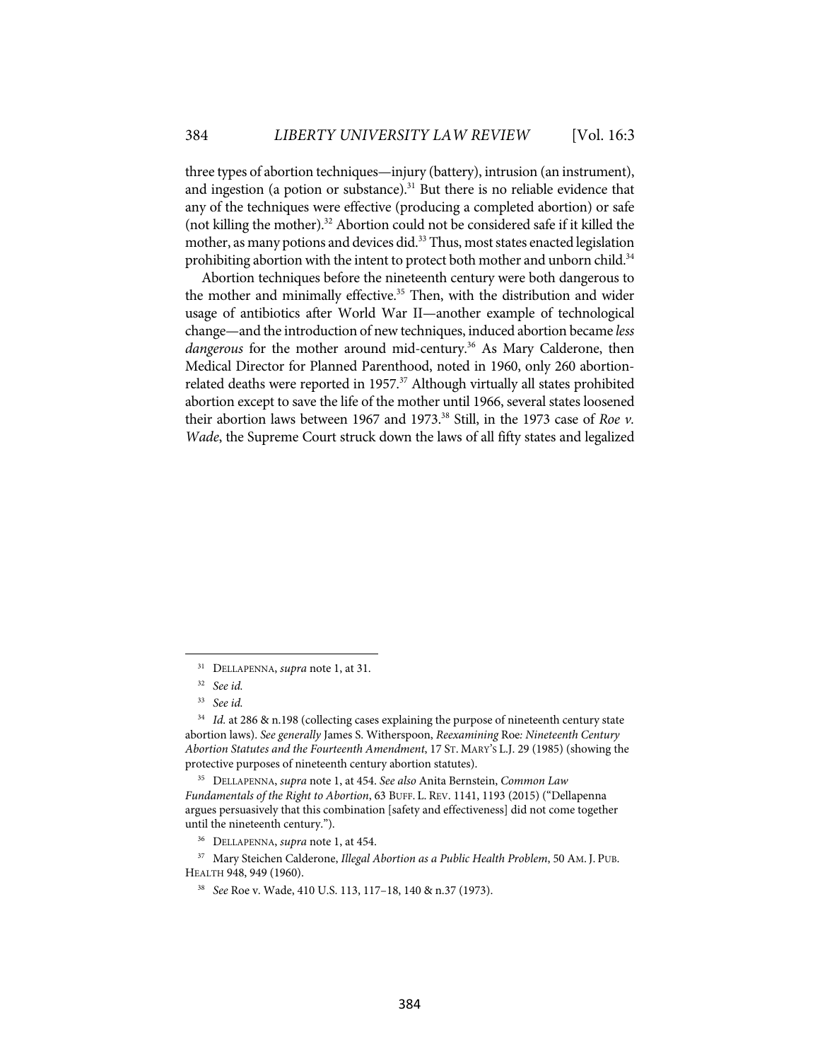three types of abortion techniques—injury (battery), intrusion (an instrument), and ingestion (a potion or substance).[31] But there is no reliable evidence that any of the techniques were effective (producing a completed abortion) or safe (not killing the mother).[32] Abortion could not be considered safe if it killed the mother, as many potions and devices did.[33] Thus, most states enacted legislation prohibiting abortion with the intent to protect both mother and unborn child.[34]

Abortion techniques before the nineteenth century were both dangerous to the mother and minimally effective.[35] Then, with the distribution and wider usage of antibiotics after World War II—another example of technological change—and the introduction of new techniques, induced abortion became *less dangerous* for the mother around mid-century.[36] As Mary Calderone, then Medical Director for Planned Parenthood, noted in 1960, only 260 abortion-related deaths were reported in 1957.[37] Although virtually all states prohibited abortion except to save the life of the mother until 1966, several states loosened their abortion laws between 1967 and 1973.[38] Still, in the 1973 case of *Roe v. Wade*, the Supreme Court struck down the laws of all fifty states and legalized

---

[31] DELLAPENNA, *supra* note 1, at 31.

[32] *See id.*

[33] *See id.*

[34] *Id.* at 286 & n.198 (collecting cases explaining the purpose of nineteenth century state abortion laws). *See generally* James S. Witherspoon, *Reexamining* Roe*: Nineteenth Century Abortion Statutes and the Fourteenth Amendment*, 17 ST. MARY'S L.J. 29 (1985) (showing the protective purposes of nineteenth century abortion statutes).

[35] DELLAPENNA, *supra* note 1, at 454. *See also* Anita Bernstein, *Common Law Fundamentals of the Right to Abortion*, 63 BUFF. L. REV. 1141, 1193 (2015) ("Dellapenna argues persuasively that this combination [safety and effectiveness] did not come together until the nineteenth century.").

[36] DELLAPENNA, *supra* note 1, at 454.

[37] Mary Steichen Calderone, *Illegal Abortion as a Public Health Problem*, 50 AM. J. PUB. HEALTH 948, 949 (1960).

[38] *See* Roe v. Wade, 410 U.S. 113, 117–18, 140 & n.37 (1973).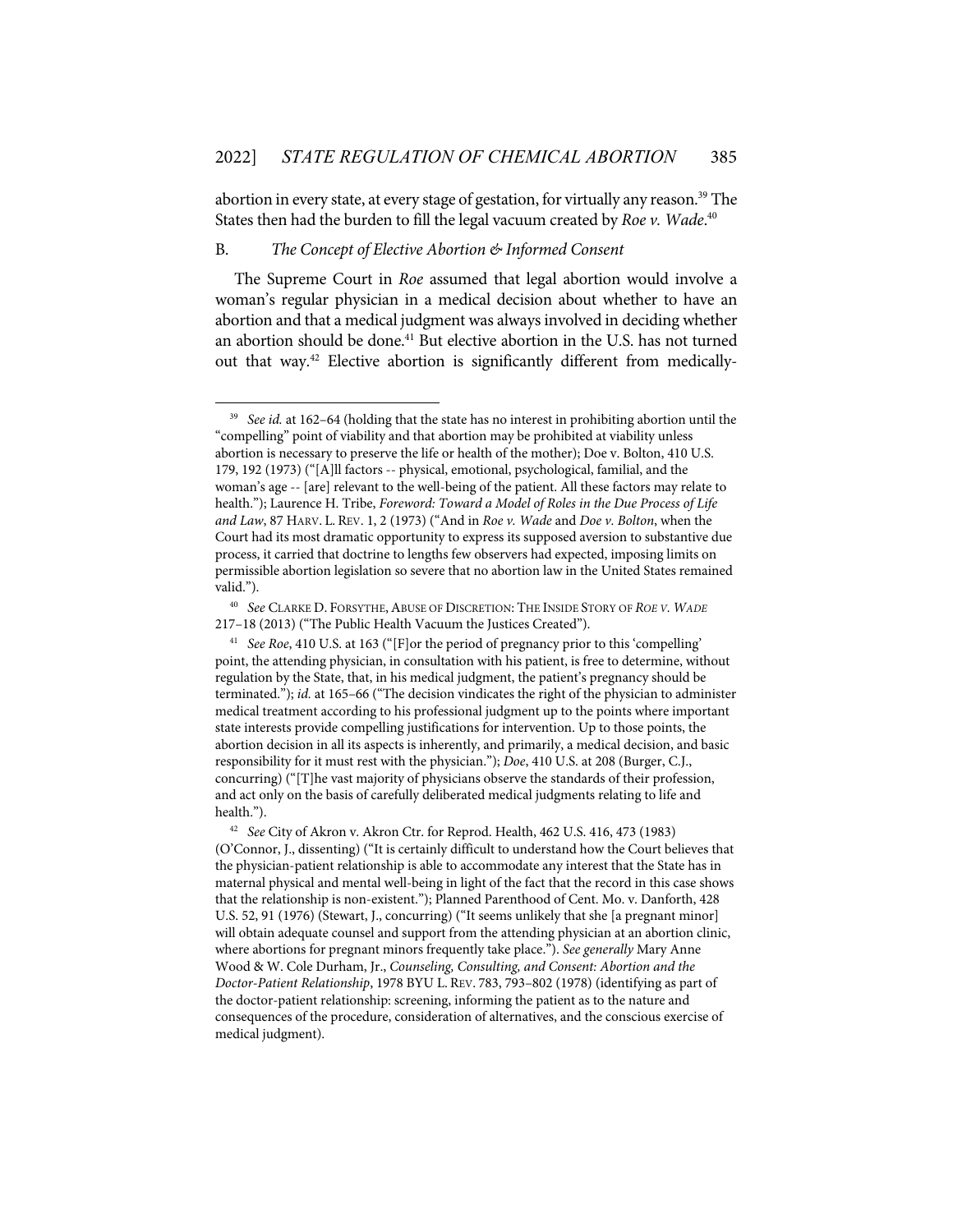abortion in every state, at every stage of gestation, for virtually any reason.[39] The States then had the burden to fill the legal vacuum created by *Roe v. Wade*.[40]

### B. *The Concept of Elective Abortion & Informed Consent*

The Supreme Court in *Roe* assumed that legal abortion would involve a woman's regular physician in a medical decision about whether to have an abortion and that a medical judgment was always involved in deciding whether an abortion should be done.[41] But elective abortion in the U.S. has not turned out that way.[42] Elective abortion is significantly different from medically-

---

[39] *See id.* at 162–64 (holding that the state has no interest in prohibiting abortion until the "compelling" point of viability and that abortion may be prohibited at viability unless abortion is necessary to preserve the life or health of the mother); Doe v. Bolton, 410 U.S. 179, 192 (1973) ("[A]ll factors -- physical, emotional, psychological, familial, and the woman's age -- [are] relevant to the well-being of the patient. All these factors may relate to health."); Laurence H. Tribe, *Foreword: Toward a Model of Roles in the Due Process of Life and Law*, 87 HARV. L. REV. 1, 2 (1973) ("And in *Roe v. Wade* and *Doe v. Bolton*, when the Court had its most dramatic opportunity to express its supposed aversion to substantive due process, it carried that doctrine to lengths few observers had expected, imposing limits on permissible abortion legislation so severe that no abortion law in the United States remained valid.").

[40] *See* CLARKE D. FORSYTHE, ABUSE OF DISCRETION: THE INSIDE STORY OF *ROE V. WADE* 217–18 (2013) ("The Public Health Vacuum the Justices Created").

[41] *See Roe*, 410 U.S. at 163 ("[F]or the period of pregnancy prior to this 'compelling' point, the attending physician, in consultation with his patient, is free to determine, without regulation by the State, that, in his medical judgment, the patient's pregnancy should be terminated."); *id.* at 165–66 ("The decision vindicates the right of the physician to administer medical treatment according to his professional judgment up to the points where important state interests provide compelling justifications for intervention. Up to those points, the abortion decision in all its aspects is inherently, and primarily, a medical decision, and basic responsibility for it must rest with the physician."); *Doe*, 410 U.S. at 208 (Burger, C.J., concurring) ("[T]he vast majority of physicians observe the standards of their profession, and act only on the basis of carefully deliberated medical judgments relating to life and health.").

[42] *See* City of Akron v. Akron Ctr. for Reprod. Health, 462 U.S. 416, 473 (1983) (O'Connor, J., dissenting) ("It is certainly difficult to understand how the Court believes that the physician-patient relationship is able to accommodate any interest that the State has in maternal physical and mental well-being in light of the fact that the record in this case shows that the relationship is non-existent."); Planned Parenthood of Cent. Mo. v. Danforth, 428 U.S. 52, 91 (1976) (Stewart, J., concurring) ("It seems unlikely that she [a pregnant minor] will obtain adequate counsel and support from the attending physician at an abortion clinic, where abortions for pregnant minors frequently take place."). *See generally* Mary Anne Wood & W. Cole Durham, Jr., *Counseling, Consulting, and Consent: Abortion and the Doctor-Patient Relationship*, 1978 BYU L. REV. 783, 793–802 (1978) (identifying as part of the doctor-patient relationship: screening, informing the patient as to the nature and consequences of the procedure, consideration of alternatives, and the conscious exercise of medical judgment).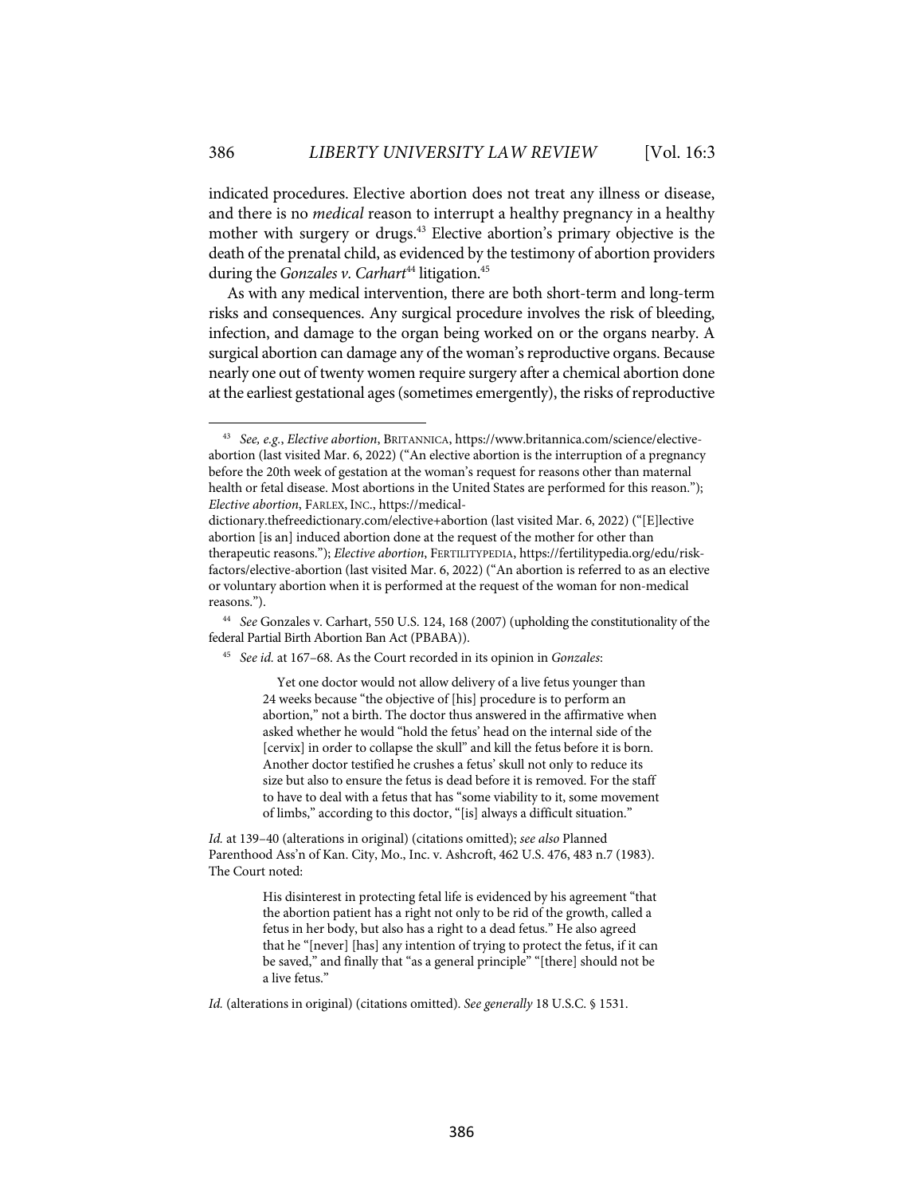indicated procedures. Elective abortion does not treat any illness or disease, and there is no *medical* reason to interrupt a healthy pregnancy in a healthy mother with surgery or drugs.[43] Elective abortion's primary objective is the death of the prenatal child, as evidenced by the testimony of abortion providers during the *Gonzales v. Carhart*[44] litigation.[45]

As with any medical intervention, there are both short-term and long-term risks and consequences. Any surgical procedure involves the risk of bleeding, infection, and damage to the organ being worked on or the organs nearby. A surgical abortion can damage any of the woman's reproductive organs. Because nearly one out of twenty women require surgery after a chemical abortion done at the earliest gestational ages (sometimes emergently), the risks of reproductive

---

[43] *See, e.g.*, *Elective abortion*, BRITANNICA, https://www.britannica.com/science/elective-abortion (last visited Mar. 6, 2022) ("An elective abortion is the interruption of a pregnancy before the 20th week of gestation at the woman's request for reasons other than maternal health or fetal disease. Most abortions in the United States are performed for this reason."); *Elective abortion*, FARLEX, INC., https://medical-dictionary.thefreedictionary.com/elective+abortion (last visited Mar. 6, 2022) ("[E]lective abortion [is an] induced abortion done at the request of the mother for other than therapeutic reasons."); *Elective abortion*, FERTILITYPEDIA, https://fertilitypedia.org/edu/risk-factors/elective-abortion (last visited Mar. 6, 2022) ("An abortion is referred to as an elective or voluntary abortion when it is performed at the request of the woman for non-medical reasons.").

[44] *See* Gonzales v. Carhart, 550 U.S. 124, 168 (2007) (upholding the constitutionality of the federal Partial Birth Abortion Ban Act (PBABA)).

[45] *See id.* at 167–68. As the Court recorded in its opinion in *Gonzales*:

> Yet one doctor would not allow delivery of a live fetus younger than 24 weeks because "the objective of [his] procedure is to perform an abortion," not a birth. The doctor thus answered in the affirmative when asked whether he would "hold the fetus' head on the internal side of the [cervix] in order to collapse the skull" and kill the fetus before it is born. Another doctor testified he crushes a fetus' skull not only to reduce its size but also to ensure the fetus is dead before it is removed. For the staff to have to deal with a fetus that has "some viability to it, some movement of limbs," according to this doctor, "[is] always a difficult situation."

*Id.* at 139–40 (alterations in original) (citations omitted); *see also* Planned Parenthood Ass'n of Kan. City, Mo., Inc. v. Ashcroft, 462 U.S. 476, 483 n.7 (1983). The Court noted:

> His disinterest in protecting fetal life is evidenced by his agreement "that the abortion patient has a right not only to be rid of the growth, called a fetus in her body, but also has a right to a dead fetus." He also agreed that he "[never] [has] any intention of trying to protect the fetus, if it can be saved," and finally that "as a general principle" "[there] should not be a live fetus."

*Id.* (alterations in original) (citations omitted). *See generally* 18 U.S.C. § 1531.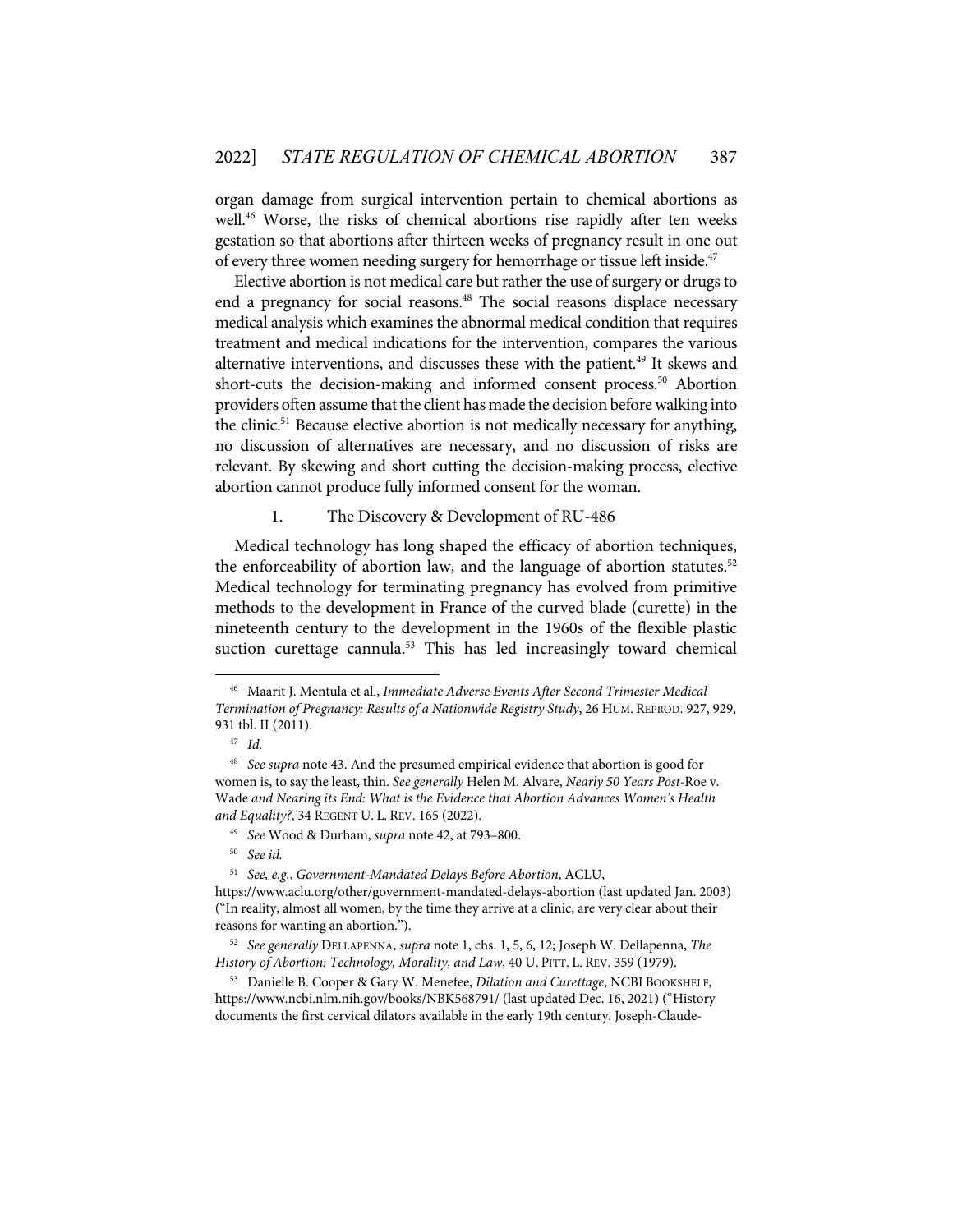organ damage from surgical intervention pertain to chemical abortions as well.[46] Worse, the risks of chemical abortions rise rapidly after ten weeks gestation so that abortions after thirteen weeks of pregnancy result in one out of every three women needing surgery for hemorrhage or tissue left inside.[47]

Elective abortion is not medical care but rather the use of surgery or drugs to end a pregnancy for social reasons.[48] The social reasons displace necessary medical analysis which examines the abnormal medical condition that requires treatment and medical indications for the intervention, compares the various alternative interventions, and discusses these with the patient.[49] It skews and short-cuts the decision-making and informed consent process.[50] Abortion providers often assume that the client has made the decision before walking into the clinic.[51] Because elective abortion is not medically necessary for anything, no discussion of alternatives are necessary, and no discussion of risks are relevant. By skewing and short cutting the decision-making process, elective abortion cannot produce fully informed consent for the woman.

1. The Discovery & Development of RU-486

Medical technology has long shaped the efficacy of abortion techniques, the enforceability of abortion law, and the language of abortion statutes.[52] Medical technology for terminating pregnancy has evolved from primitive methods to the development in France of the curved blade (curette) in the nineteenth century to the development in the 1960s of the flexible plastic suction curettage cannula.[53] This has led increasingly toward chemical

---

[46] Maarit J. Mentula et al., *Immediate Adverse Events After Second Trimester Medical Termination of Pregnancy: Results of a Nationwide Registry Study*, 26 HUM. REPROD. 927, 929, 931 tbl. II (2011).

[47] *Id.*

[48] *See supra* note 43. And the presumed empirical evidence that abortion is good for women is, to say the least, thin. *See generally* Helen M. Alvare, *Nearly 50 Years Post-*Roe v. Wade *and Nearing its End: What is the Evidence that Abortion Advances Women's Health and Equality?*, 34 REGENT U. L. REV. 165 (2022).

[49] *See* Wood & Durham, *supra* note 42, at 793–800.

[50] *See id.*

[51] *See, e.g.*, *Government-Mandated Delays Before Abortion*, ACLU, https://www.aclu.org/other/government-mandated-delays-abortion (last updated Jan. 2003) ("In reality, almost all women, by the time they arrive at a clinic, are very clear about their reasons for wanting an abortion.").

[52] *See generally* DELLAPENNA, *supra* note 1, chs. 1, 5, 6, 12; Joseph W. Dellapenna, *The History of Abortion: Technology, Morality, and Law*, 40 U. PITT. L. REV. 359 (1979).

[53] Danielle B. Cooper & Gary W. Menefee, *Dilation and Curettage*, NCBI BOOKSHELF, https://www.ncbi.nlm.nih.gov/books/NBK568791/ (last updated Dec. 16, 2021) ("History documents the first cervical dilators available in the early 19th century. Joseph-Claude-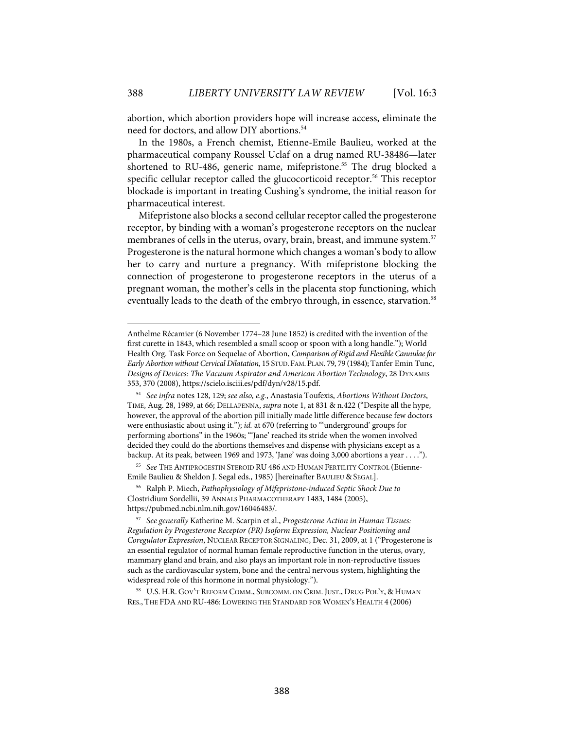abortion, which abortion providers hope will increase access, eliminate the need for doctors, and allow DIY abortions.[54]

In the 1980s, a French chemist, Etienne-Emile Baulieu, worked at the pharmaceutical company Roussel Uclaf on a drug named RU-38486—later shortened to RU-486, generic name, mifepristone.[55] The drug blocked a specific cellular receptor called the glucocorticoid receptor.[56] This receptor blockade is important in treating Cushing's syndrome, the initial reason for pharmaceutical interest.

Mifepristone also blocks a second cellular receptor called the progesterone receptor, by binding with a woman's progesterone receptors on the nuclear membranes of cells in the uterus, ovary, brain, breast, and immune system.[57] Progesterone is the natural hormone which changes a woman's body to allow her to carry and nurture a pregnancy. With mifepristone blocking the connection of progesterone to progesterone receptors in the uterus of a pregnant woman, the mother's cells in the placenta stop functioning, which eventually leads to the death of the embryo through, in essence, starvation.[58]

---

Anthelme Récamier (6 November 1774–28 June 1852) is credited with the invention of the first curette in 1843, which resembled a small scoop or spoon with a long handle."); World Health Org. Task Force on Sequelae of Abortion, *Comparison of Rigid and Flexible Cannulae for Early Abortion without Cervical Dilatation*, 15 STUD. FAM. PLAN. 79, 79 (1984); Tanfer Emin Tunc, *Designs of Devices: The Vacuum Aspirator and American Abortion Technology*, 28 DYNAMIS 353, 370 (2008), https://scielo.isciii.es/pdf/dyn/v28/15.pdf.

[54] *See infra* notes 128, 129; *see also, e.g.*, Anastasia Toufexis, *Abortions Without Doctors*, TIME, Aug. 28, 1989, at 66; DELLAPENNA, *supra* note 1, at 831 & n.422 ("Despite all the hype, however, the approval of the abortion pill initially made little difference because few doctors were enthusiastic about using it."); *id.* at 670 (referring to "'underground' groups for performing abortions" in the 1960s; "'Jane' reached its stride when the women involved decided they could do the abortions themselves and dispense with physicians except as a backup. At its peak, between 1969 and 1973, 'Jane' was doing 3,000 abortions a year . . . .").

[55] *See* THE ANTIPROGESTIN STEROID RU 486 AND HUMAN FERTILITY CONTROL (Etienne-Emile Baulieu & Sheldon J. Segal eds., 1985) [hereinafter BAULIEU & SEGAL].

[56] Ralph P. Miech, *Pathophysiology of Mifepristone-induced Septic Shock Due to* Clostridium Sordellii, 39 ANNALS PHARMACOTHERAPY 1483, 1484 (2005), https://pubmed.ncbi.nlm.nih.gov/16046483/.

[57] *See generally* Katherine M. Scarpin et al., *Progesterone Action in Human Tissues: Regulation by Progesterone Receptor (PR) Isoform Expression, Nuclear Positioning and Coregulator Expression*, NUCLEAR RECEPTOR SIGNALING, Dec. 31, 2009, at 1 ("Progesterone is an essential regulator of normal human female reproductive function in the uterus, ovary, mammary gland and brain, and also plays an important role in non-reproductive tissues such as the cardiovascular system, bone and the central nervous system, highlighting the widespread role of this hormone in normal physiology.").

[58] U.S. H.R. GOV'T REFORM COMM., SUBCOMM. ON CRIM. JUST., DRUG POL'Y, & HUMAN RES., THE FDA AND RU-486: LOWERING THE STANDARD FOR WOMEN'S HEALTH 4 (2006)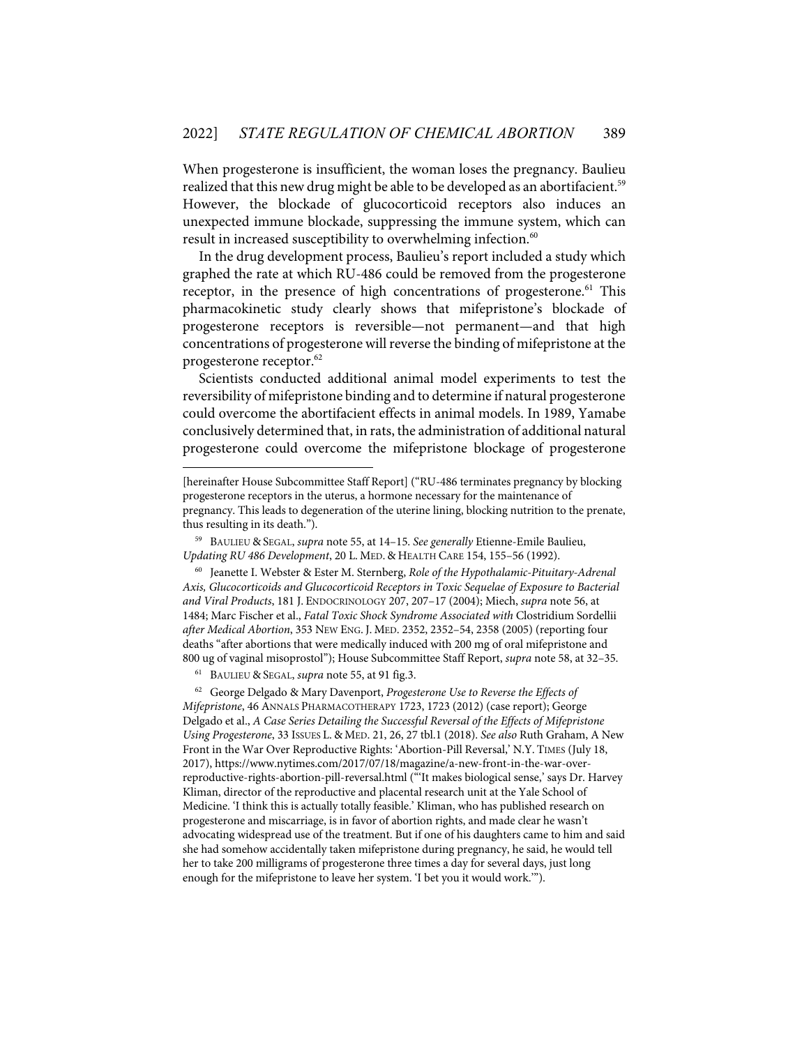When progesterone is insufficient, the woman loses the pregnancy. Baulieu realized that this new drug might be able to be developed as an abortifacient.[59] However, the blockade of glucocorticoid receptors also induces an unexpected immune blockade, suppressing the immune system, which can result in increased susceptibility to overwhelming infection.[60]

In the drug development process, Baulieu's report included a study which graphed the rate at which RU-486 could be removed from the progesterone receptor, in the presence of high concentrations of progesterone.[61] This pharmacokinetic study clearly shows that mifepristone's blockade of progesterone receptors is reversible—not permanent—and that high concentrations of progesterone will reverse the binding of mifepristone at the progesterone receptor.[62]

Scientists conducted additional animal model experiments to test the reversibility of mifepristone binding and to determine if natural progesterone could overcome the abortifacient effects in animal models. In 1989, Yamabe conclusively determined that, in rats, the administration of additional natural progesterone could overcome the mifepristone blockage of progesterone

---

[hereinafter House Subcommittee Staff Report] ("RU-486 terminates pregnancy by blocking progesterone receptors in the uterus, a hormone necessary for the maintenance of pregnancy. This leads to degeneration of the uterine lining, blocking nutrition to the prenate, thus resulting in its death.").

[59] BAULIEU & SEGAL, *supra* note 55, at 14–15. *See generally* Etienne-Emile Baulieu, *Updating RU 486 Development*, 20 L. MED. & HEALTH CARE 154, 155–56 (1992).

[60] Jeanette I. Webster & Ester M. Sternberg, *Role of the Hypothalamic-Pituitary-Adrenal Axis, Glucocorticoids and Glucocorticoid Receptors in Toxic Sequelae of Exposure to Bacterial and Viral Products*, 181 J. ENDOCRINOLOGY 207, 207–17 (2004); Miech, *supra* note 56, at 1484; Marc Fischer et al., *Fatal Toxic Shock Syndrome Associated with* Clostridium Sordellii *after Medical Abortion*, 353 NEW ENG. J. MED. 2352, 2352–54, 2358 (2005) (reporting four deaths "after abortions that were medically induced with 200 mg of oral mifepristone and 800 ug of vaginal misoprostol"); House Subcommittee Staff Report, *supra* note 58, at 32–35.

[61] BAULIEU & SEGAL, *supra* note 55, at 91 fig.3.

[62] George Delgado & Mary Davenport, *Progesterone Use to Reverse the Effects of Mifepristone*, 46 ANNALS PHARMACOTHERAPY 1723, 1723 (2012) (case report); George Delgado et al., *A Case Series Detailing the Successful Reversal of the Effects of Mifepristone Using Progesterone*, 33 ISSUES L. & MED. 21, 26, 27 tbl.1 (2018). *See also* Ruth Graham, A New Front in the War Over Reproductive Rights: 'Abortion-Pill Reversal,' N.Y. TIMES (July 18, 2017), https://www.nytimes.com/2017/07/18/magazine/a-new-front-in-the-war-over-reproductive-rights-abortion-pill-reversal.html ("'It makes biological sense,' says Dr. Harvey Kliman, director of the reproductive and placental research unit at the Yale School of Medicine. 'I think this is actually totally feasible.' Kliman, who has published research on progesterone and miscarriage, is in favor of abortion rights, and made clear he wasn't advocating widespread use of the treatment. But if one of his daughters came to him and said she had somehow accidentally taken mifepristone during pregnancy, he said, he would tell her to take 200 milligrams of progesterone three times a day for several days, just long enough for the mifepristone to leave her system. 'I bet you it would work.'").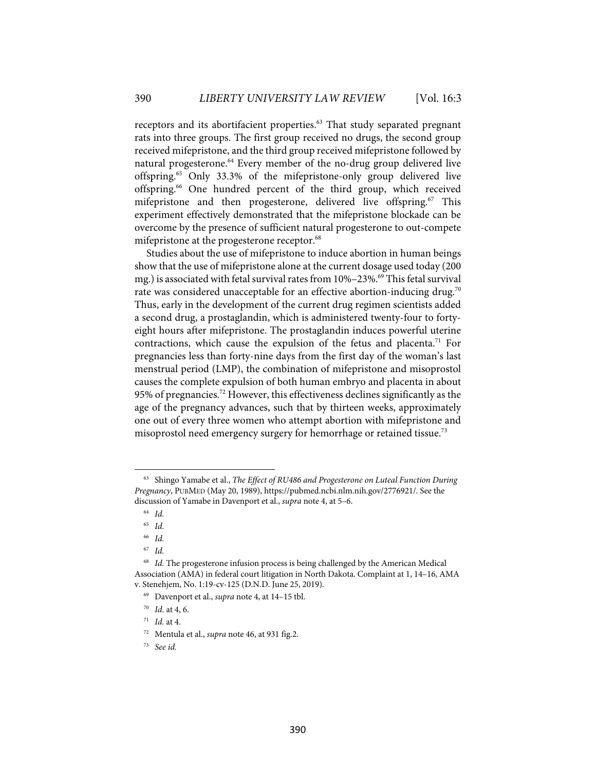receptors and its abortifacient properties.[63] That study separated pregnant rats into three groups. The first group received no drugs, the second group received mifepristone, and the third group received mifepristone followed by natural progesterone.[64] Every member of the no-drug group delivered live offspring.[65] Only 33.3% of the mifepristone-only group delivered live offspring.[66] One hundred percent of the third group, which received mifepristone and then progesterone, delivered live offspring.[67] This experiment effectively demonstrated that the mifepristone blockade can be overcome by the presence of sufficient natural progesterone to out-compete mifepristone at the progesterone receptor.[68]

Studies about the use of mifepristone to induce abortion in human beings show that the use of mifepristone alone at the current dosage used today (200 mg.) is associated with fetal survival rates from 10%–23%.[69] This fetal survival rate was considered unacceptable for an effective abortion-inducing drug.[70] Thus, early in the development of the current drug regimen scientists added a second drug, a prostaglandin, which is administered twenty-four to forty-eight hours after mifepristone. The prostaglandin induces powerful uterine contractions, which cause the expulsion of the fetus and placenta.[71] For pregnancies less than forty-nine days from the first day of the woman's last menstrual period (LMP), the combination of mifepristone and misoprostol causes the complete expulsion of both human embryo and placenta in about 95% of pregnancies.[72] However, this effectiveness declines significantly as the age of the pregnancy advances, such that by thirteen weeks, approximately one out of every three women who attempt abortion with mifepristone and misoprostol need emergency surgery for hemorrhage or retained tissue.[73]

---

[63] Shingo Yamabe et al., *The Effect of RU486 and Progesterone on Luteal Function During Pregnancy*, PUBMED (May 20, 1989), https://pubmed.ncbi.nlm.nih.gov/2776921/. See the discussion of Yamabe in Davenport et al., *supra* note 4, at 5–6.

[64] *Id.*

[65] *Id.*

[66] *Id.*

[67] *Id.*

[68] *Id.* The progesterone infusion process is being challenged by the American Medical Association (AMA) in federal court litigation in North Dakota. Complaint at 1, 14–16, AMA v. Stenehjem, No. 1:19-cv-125 (D.N.D. June 25, 2019).

[69] Davenport et al., *supra* note 4, at 14–15 tbl.

[70] *Id.* at 4, 6.

[71] *Id.* at 4.

[72] Mentula et al., *supra* note 46, at 931 fig.2.

[73] *See id.*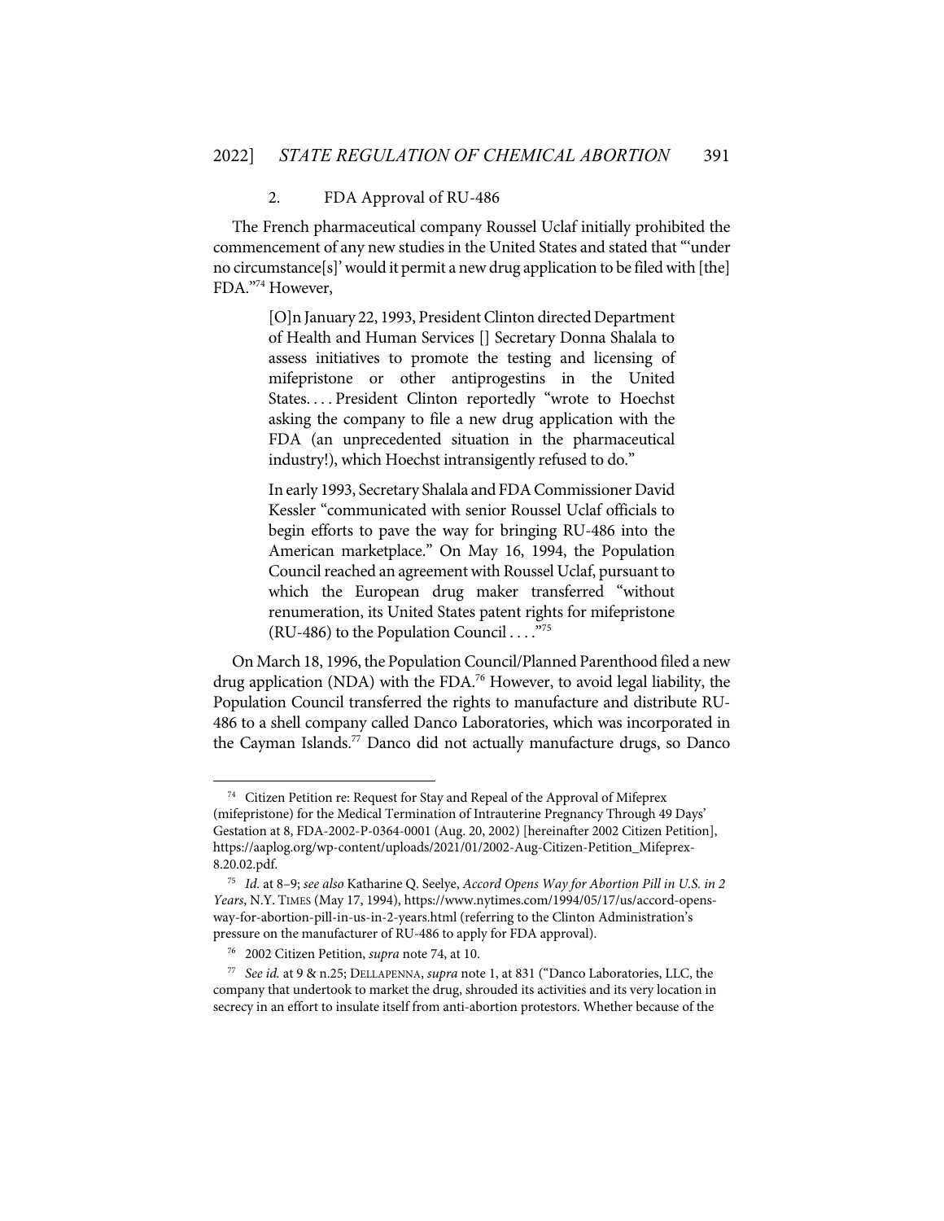### 2. FDA Approval of RU-486

The French pharmaceutical company Roussel Uclaf initially prohibited the commencement of any new studies in the United States and stated that "'under no circumstance[s]' would it permit a new drug application to be filed with [the] FDA."[74] However,

> [O]n January 22, 1993, President Clinton directed Department of Health and Human Services [] Secretary Donna Shalala to assess initiatives to promote the testing and licensing of mifepristone or other antiprogestins in the United States. . . . President Clinton reportedly "wrote to Hoechst asking the company to file a new drug application with the FDA (an unprecedented situation in the pharmaceutical industry!), which Hoechst intransigently refused to do."
>
> In early 1993, Secretary Shalala and FDA Commissioner David Kessler "communicated with senior Roussel Uclaf officials to begin efforts to pave the way for bringing RU-486 into the American marketplace." On May 16, 1994, the Population Council reached an agreement with Roussel Uclaf, pursuant to which the European drug maker transferred "without renumeration, its United States patent rights for mifepristone (RU-486) to the Population Council . . . ."[75]

On March 18, 1996, the Population Council/Planned Parenthood filed a new drug application (NDA) with the FDA.[76] However, to avoid legal liability, the Population Council transferred the rights to manufacture and distribute RU-486 to a shell company called Danco Laboratories, which was incorporated in the Cayman Islands.[77] Danco did not actually manufacture drugs, so Danco

---

[74] Citizen Petition re: Request for Stay and Repeal of the Approval of Mifeprex (mifepristone) for the Medical Termination of Intrauterine Pregnancy Through 49 Days' Gestation at 8, FDA-2002-P-0364-0001 (Aug. 20, 2002) [hereinafter 2002 Citizen Petition], https://aaplog.org/wp-content/uploads/2021/01/2002-Aug-Citizen-Petition_Mifeprex-8.20.02.pdf.

[75] *Id.* at 8–9; *see also* Katharine Q. Seelye, *Accord Opens Way for Abortion Pill in U.S. in 2 Years*, N.Y. TIMES (May 17, 1994), https://www.nytimes.com/1994/05/17/us/accord-opens-way-for-abortion-pill-in-us-in-2-years.html (referring to the Clinton Administration's pressure on the manufacturer of RU-486 to apply for FDA approval).

[76] 2002 Citizen Petition, *supra* note 74, at 10.

[77] *See id.* at 9 & n.25; DELLAPENNA, *supra* note 1, at 831 ("Danco Laboratories, LLC, the company that undertook to market the drug, shrouded its activities and its very location in secrecy in an effort to insulate itself from anti-abortion protestors. Whether because of the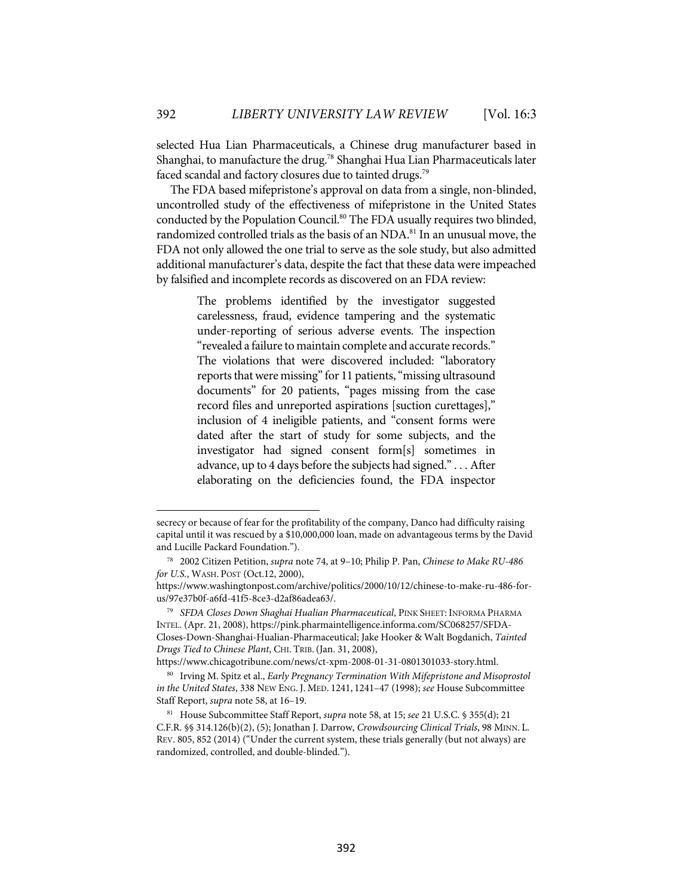selected Hua Lian Pharmaceuticals, a Chinese drug manufacturer based in Shanghai, to manufacture the drug.[78] Shanghai Hua Lian Pharmaceuticals later faced scandal and factory closures due to tainted drugs.[79]

The FDA based mifepristone's approval on data from a single, non-blinded, uncontrolled study of the effectiveness of mifepristone in the United States conducted by the Population Council.[80] The FDA usually requires two blinded, randomized controlled trials as the basis of an NDA.[81] In an unusual move, the FDA not only allowed the one trial to serve as the sole study, but also admitted additional manufacturer's data, despite the fact that these data were impeached by falsified and incomplete records as discovered on an FDA review:

> The problems identified by the investigator suggested carelessness, fraud, evidence tampering and the systematic under-reporting of serious adverse events. The inspection "revealed a failure to maintain complete and accurate records." The violations that were discovered included: "laboratory reports that were missing" for 11 patients, "missing ultrasound documents" for 20 patients, "pages missing from the case record files and unreported aspirations [suction curettages]," inclusion of 4 ineligible patients, and "consent forms were dated after the start of study for some subjects, and the investigator had signed consent form[s] sometimes in advance, up to 4 days before the subjects had signed." . . . After elaborating on the deficiencies found, the FDA inspector

---

secrecy or because of fear for the profitability of the company, Danco had difficulty raising capital until it was rescued by a $10,000,000 loan, made on advantageous terms by the David and Lucille Packard Foundation.").

78 2002 Citizen Petition, *supra* note 74, at 9–10; Philip P. Pan, *Chinese to Make RU-486 for U.S.*, WASH. POST (Oct.12, 2000), https://www.washingtonpost.com/archive/politics/2000/10/12/chinese-to-make-ru-486-for-us/97e37b0f-a6fd-41f5-8ce3-d2af86adea63/.

79 *SFDA Closes Down Shaghai Hualian Pharmaceutical*, PINK SHEET: INFORMA PHARMA INTEL. (Apr. 21, 2008), https://pink.pharmaintelligence.informa.com/SC068257/SFDA-Closes-Down-Shanghai-Hualian-Pharmaceutical; Jake Hooker & Walt Bogdanich, *Tainted Drugs Tied to Chinese Plant*, CHI. TRIB. (Jan. 31, 2008), https://www.chicagotribune.com/news/ct-xpm-2008-01-31-0801301033-story.html.

80 Irving M. Spitz et al., *Early Pregnancy Termination With Mifepristone and Misoprostol in the United States*, 338 NEW ENG. J. MED. 1241, 1241–47 (1998); *see* House Subcommittee Staff Report, *supra* note 58, at 16–19.

81 House Subcommittee Staff Report, *supra* note 58, at 15; *see* 21 U.S.C. § 355(d); 21 C.F.R. §§ 314.126(b)(2), (5); Jonathan J. Darrow, *Crowdsourcing Clinical Trials*, 98 MINN. L. REV. 805, 852 (2014) ("Under the current system, these trials generally (but not always) are randomized, controlled, and double-blinded.").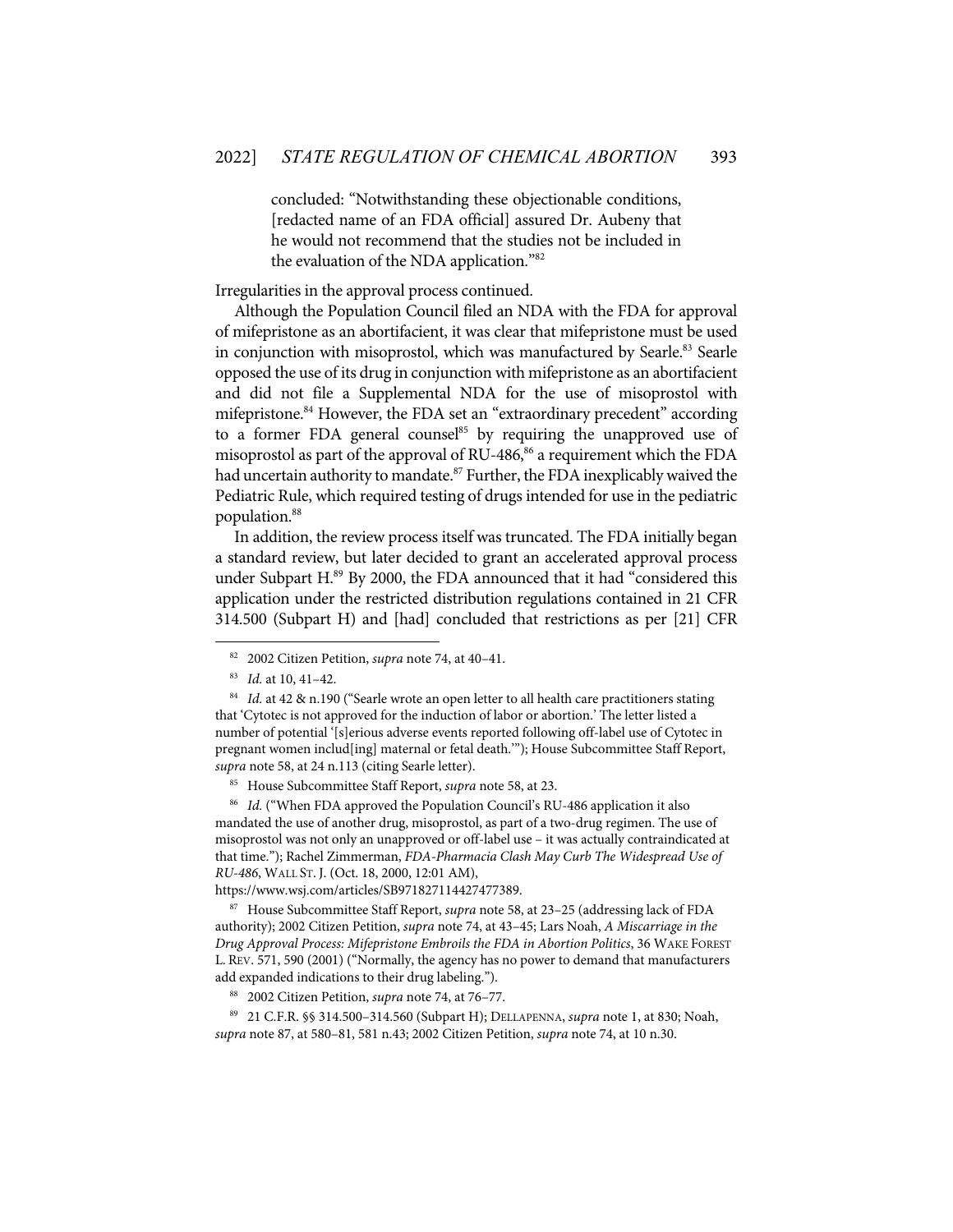> concluded: "Notwithstanding these objectionable conditions, [redacted name of an FDA official] assured Dr. Aubeny that he would not recommend that the studies not be included in the evaluation of the NDA application."[82]

Irregularities in the approval process continued.

Although the Population Council filed an NDA with the FDA for approval of mifepristone as an abortifacient, it was clear that mifepristone must be used in conjunction with misoprostol, which was manufactured by Searle.[83] Searle opposed the use of its drug in conjunction with mifepristone as an abortifacient and did not file a Supplemental NDA for the use of misoprostol with mifepristone.[84] However, the FDA set an "extraordinary precedent" according to a former FDA general counsel[85] by requiring the unapproved use of misoprostol as part of the approval of RU-486,[86] a requirement which the FDA had uncertain authority to mandate.[87] Further, the FDA inexplicably waived the Pediatric Rule, which required testing of drugs intended for use in the pediatric population.[88]

In addition, the review process itself was truncated. The FDA initially began a standard review, but later decided to grant an accelerated approval process under Subpart H.[89] By 2000, the FDA announced that it had "considered this application under the restricted distribution regulations contained in 21 CFR 314.500 (Subpart H) and [had] concluded that restrictions as per [21] CFR

---

[82] 2002 Citizen Petition, *supra* note 74, at 40–41.

[83] *Id.* at 10, 41–42.

[84] *Id.* at 42 & n.190 ("Searle wrote an open letter to all health care practitioners stating that 'Cytotec is not approved for the induction of labor or abortion.' The letter listed a number of potential '[s]erious adverse events reported following off-label use of Cytotec in pregnant women includ[ing] maternal or fetal death.'"); House Subcommittee Staff Report, *supra* note 58, at 24 n.113 (citing Searle letter).

[85] House Subcommittee Staff Report, *supra* note 58, at 23.

[86] *Id.* ("When FDA approved the Population Council's RU-486 application it also mandated the use of another drug, misoprostol, as part of a two-drug regimen. The use of misoprostol was not only an unapproved or off-label use – it was actually contraindicated at that time."); Rachel Zimmerman, *FDA-Pharmacia Clash May Curb The Widespread Use of RU-486*, WALL ST. J. (Oct. 18, 2000, 12:01 AM), https://www.wsj.com/articles/SB971827114427477389.

[87] House Subcommittee Staff Report, *supra* note 58, at 23–25 (addressing lack of FDA authority); 2002 Citizen Petition, *supra* note 74, at 43–45; Lars Noah, *A Miscarriage in the Drug Approval Process: Mifepristone Embroils the FDA in Abortion Politics*, 36 WAKE FOREST L. REV. 571, 590 (2001) ("Normally, the agency has no power to demand that manufacturers add expanded indications to their drug labeling.").

[88] 2002 Citizen Petition, *supra* note 74, at 76–77.

[89] 21 C.F.R. §§ 314.500–314.560 (Subpart H); DELLAPENNA, *supra* note 1, at 830; Noah, *supra* note 87, at 580–81, 581 n.43; 2002 Citizen Petition, *supra* note 74, at 10 n.30.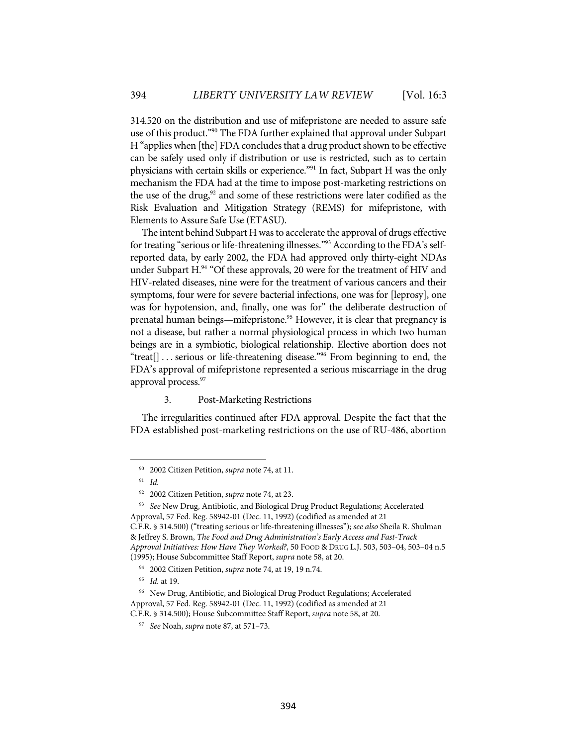314.520 on the distribution and use of mifepristone are needed to assure safe use of this product."[90] The FDA further explained that approval under Subpart H "applies when [the] FDA concludes that a drug product shown to be effective can be safely used only if distribution or use is restricted, such as to certain physicians with certain skills or experience."[91] In fact, Subpart H was the only mechanism the FDA had at the time to impose post-marketing restrictions on the use of the drug,[92] and some of these restrictions were later codified as the Risk Evaluation and Mitigation Strategy (REMS) for mifepristone, with Elements to Assure Safe Use (ETASU).

The intent behind Subpart H was to accelerate the approval of drugs effective for treating "serious or life-threatening illnesses."[93] According to the FDA's self-reported data, by early 2002, the FDA had approved only thirty-eight NDAs under Subpart H.[94] "Of these approvals, 20 were for the treatment of HIV and HIV-related diseases, nine were for the treatment of various cancers and their symptoms, four were for severe bacterial infections, one was for [leprosy], one was for hypotension, and, finally, one was for" the deliberate destruction of prenatal human beings—mifepristone.[95] However, it is clear that pregnancy is not a disease, but rather a normal physiological process in which two human beings are in a symbiotic, biological relationship. Elective abortion does not "treat[] . . . serious or life-threatening disease."[96] From beginning to end, the FDA's approval of mifepristone represented a serious miscarriage in the drug approval process.[97]

### 3. Post-Marketing Restrictions

The irregularities continued after FDA approval. Despite the fact that the FDA established post-marketing restrictions on the use of RU-486, abortion

---

90. 2002 Citizen Petition, *supra* note 74, at 11.

91. *Id.*

92. 2002 Citizen Petition, *supra* note 74, at 23.

93. *See* New Drug, Antibiotic, and Biological Drug Product Regulations; Accelerated Approval, 57 Fed. Reg. 58942-01 (Dec. 11, 1992) (codified as amended at 21 C.F.R. § 314.500) ("treating serious or life-threatening illnesses"); *see also* Sheila R. Shulman & Jeffrey S. Brown, *The Food and Drug Administration's Early Access and Fast-Track Approval Initiatives: How Have They Worked?*, 50 FOOD & DRUG L.J. 503, 503–04, 503–04 n.5 (1995); House Subcommittee Staff Report, *supra* note 58, at 20.

94. 2002 Citizen Petition, *supra* note 74, at 19, 19 n.74.

95. *Id.* at 19.

96. New Drug, Antibiotic, and Biological Drug Product Regulations; Accelerated Approval, 57 Fed. Reg. 58942-01 (Dec. 11, 1992) (codified as amended at 21 C.F.R. § 314.500); House Subcommittee Staff Report, *supra* note 58, at 20.

97. *See* Noah, *supra* note 87, at 571–73.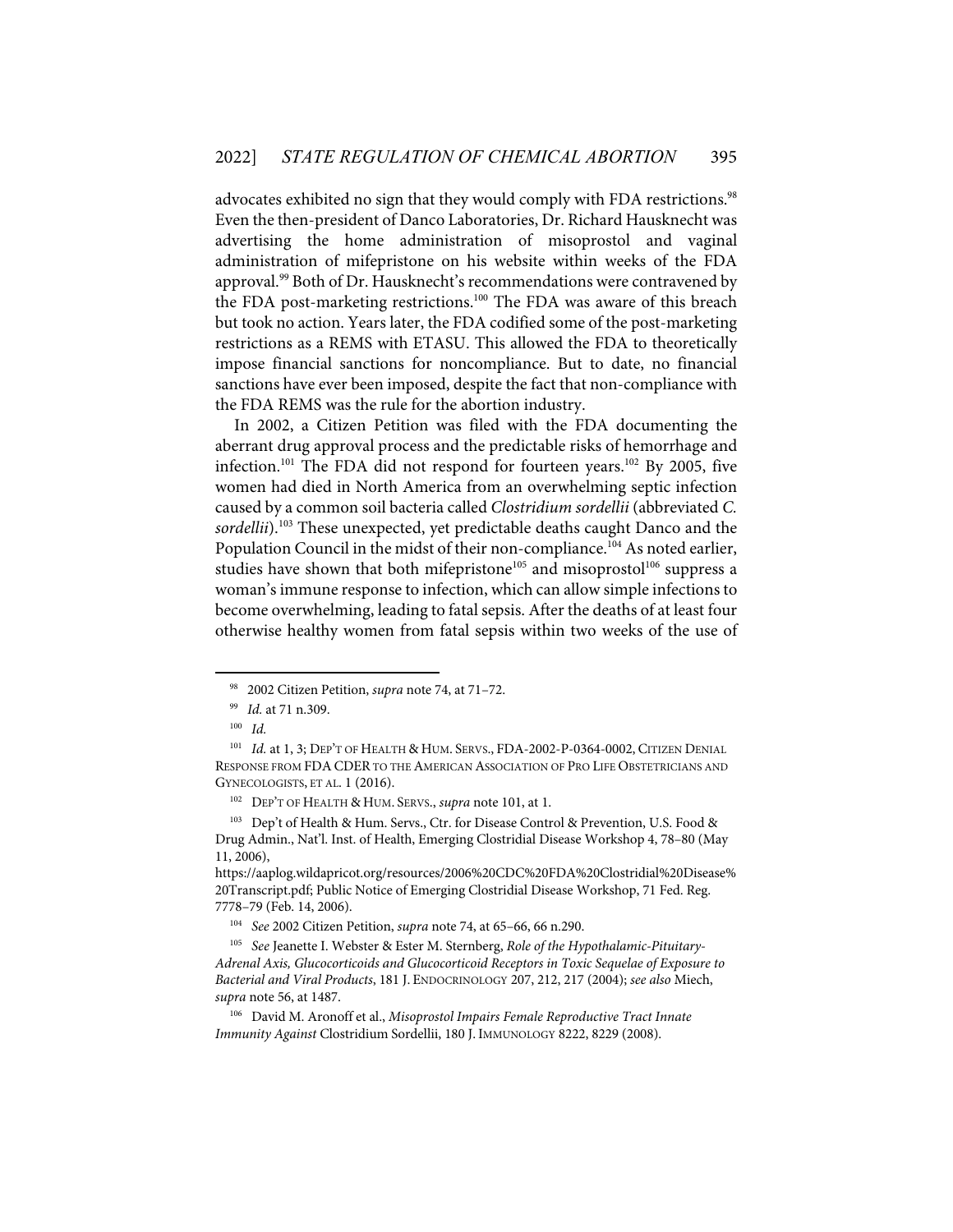advocates exhibited no sign that they would comply with FDA restrictions.[98] Even the then-president of Danco Laboratories, Dr. Richard Hausknecht was advertising the home administration of misoprostol and vaginal administration of mifepristone on his website within weeks of the FDA approval.[99] Both of Dr. Hausknecht's recommendations were contravened by the FDA post-marketing restrictions.[100] The FDA was aware of this breach but took no action. Years later, the FDA codified some of the post-marketing restrictions as a REMS with ETASU. This allowed the FDA to theoretically impose financial sanctions for noncompliance. But to date, no financial sanctions have ever been imposed, despite the fact that non-compliance with the FDA REMS was the rule for the abortion industry.

In 2002, a Citizen Petition was filed with the FDA documenting the aberrant drug approval process and the predictable risks of hemorrhage and infection.[101] The FDA did not respond for fourteen years.[102] By 2005, five women had died in North America from an overwhelming septic infection caused by a common soil bacteria called *Clostridium sordellii* (abbreviated *C. sordellii*).[103] These unexpected, yet predictable deaths caught Danco and the Population Council in the midst of their non-compliance.[104] As noted earlier, studies have shown that both mifepristone[105] and misoprostol[106] suppress a woman's immune response to infection, which can allow simple infections to become overwhelming, leading to fatal sepsis. After the deaths of at least four otherwise healthy women from fatal sepsis within two weeks of the use of

---

[98] 2002 Citizen Petition, *supra* note 74, at 71–72.

[99] *Id.* at 71 n.309.

[100] *Id.*

[101] *Id.* at 1, 3; DEP'T OF HEALTH & HUM. SERVS., FDA-2002-P-0364-0002, CITIZEN DENIAL RESPONSE FROM FDA CDER TO THE AMERICAN ASSOCIATION OF PRO LIFE OBSTETRICIANS AND GYNECOLOGISTS, ET AL. 1 (2016).

[102] DEP'T OF HEALTH & HUM. SERVS., *supra* note 101, at 1.

[103] Dep't of Health & Hum. Servs., Ctr. for Disease Control & Prevention, U.S. Food & Drug Admin., Nat'l. Inst. of Health, Emerging Clostridial Disease Workshop 4, 78–80 (May 11, 2006), https://aaplog.wildapricot.org/resources/2006%20CDC%20FDA%20Clostridial%20Disease%20Transcript.pdf; Public Notice of Emerging Clostridial Disease Workshop, 71 Fed. Reg. 7778–79 (Feb. 14, 2006).

[104] *See* 2002 Citizen Petition, *supra* note 74, at 65–66, 66 n.290.

[105] *See* Jeanette I. Webster & Ester M. Sternberg, *Role of the Hypothalamic-Pituitary-Adrenal Axis, Glucocorticoids and Glucocorticoid Receptors in Toxic Sequelae of Exposure to Bacterial and Viral Products*, 181 J. ENDOCRINOLOGY 207, 212, 217 (2004); *see also* Miech, *supra* note 56, at 1487.

[106] David M. Aronoff et al., *Misoprostol Impairs Female Reproductive Tract Innate Immunity Against* Clostridium Sordellii, 180 J. IMMUNOLOGY 8222, 8229 (2008).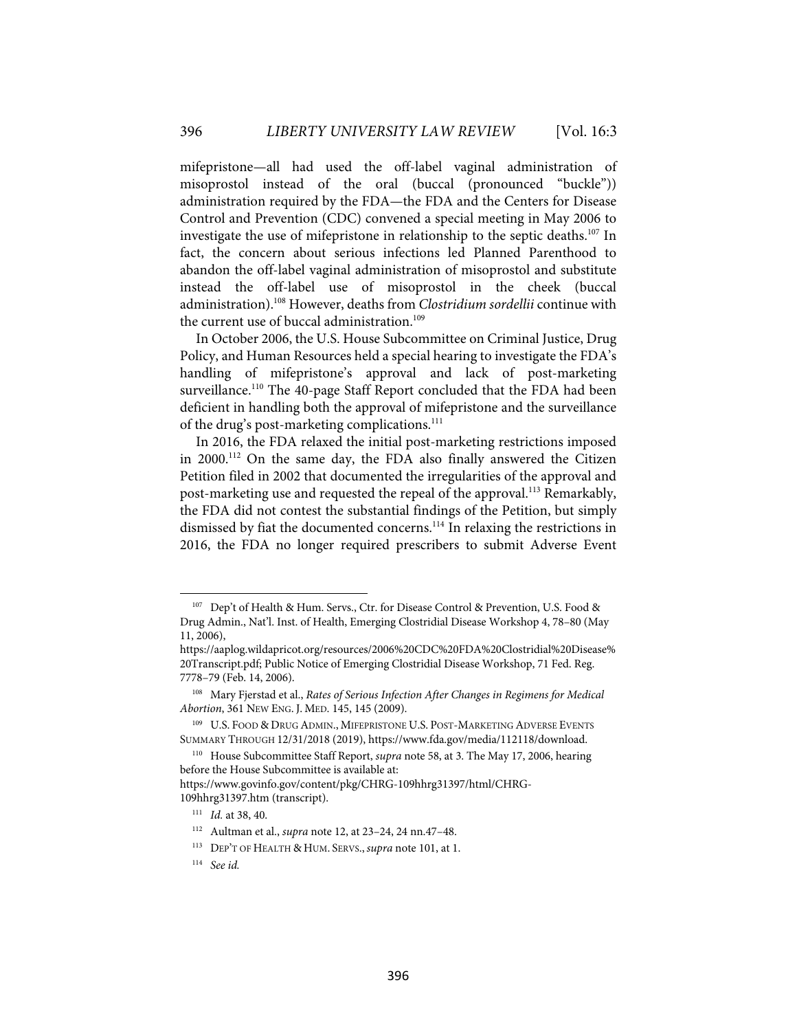mifepristone—all had used the off-label vaginal administration of misoprostol instead of the oral (buccal (pronounced "buckle")) administration required by the FDA—the FDA and the Centers for Disease Control and Prevention (CDC) convened a special meeting in May 2006 to investigate the use of mifepristone in relationship to the septic deaths.[107] In fact, the concern about serious infections led Planned Parenthood to abandon the off-label vaginal administration of misoprostol and substitute instead the off-label use of misoprostol in the cheek (buccal administration).[108] However, deaths from *Clostridium sordellii* continue with the current use of buccal administration.[109]

In October 2006, the U.S. House Subcommittee on Criminal Justice, Drug Policy, and Human Resources held a special hearing to investigate the FDA's handling of mifepristone's approval and lack of post-marketing surveillance.[110] The 40-page Staff Report concluded that the FDA had been deficient in handling both the approval of mifepristone and the surveillance of the drug's post-marketing complications.[111]

In 2016, the FDA relaxed the initial post-marketing restrictions imposed in 2000.[112] On the same day, the FDA also finally answered the Citizen Petition filed in 2002 that documented the irregularities of the approval and post-marketing use and requested the repeal of the approval.[113] Remarkably, the FDA did not contest the substantial findings of the Petition, but simply dismissed by fiat the documented concerns.[114] In relaxing the restrictions in 2016, the FDA no longer required prescribers to submit Adverse Event

---

[107] Dep't of Health & Hum. Servs., Ctr. for Disease Control & Prevention, U.S. Food & Drug Admin., Nat'l. Inst. of Health, Emerging Clostridial Disease Workshop 4, 78–80 (May 11, 2006), https://aaplog.wildapricot.org/resources/2006%20CDC%20FDA%20Clostridial%20Disease%20Transcript.pdf; Public Notice of Emerging Clostridial Disease Workshop, 71 Fed. Reg. 7778–79 (Feb. 14, 2006).

[108] Mary Fjerstad et al., *Rates of Serious Infection After Changes in Regimens for Medical Abortion*, 361 NEW ENG. J. MED. 145, 145 (2009).

[109] U.S. FOOD & DRUG ADMIN., MIFEPRISTONE U.S. POST-MARKETING ADVERSE EVENTS SUMMARY THROUGH 12/31/2018 (2019), https://www.fda.gov/media/112118/download.

[110] House Subcommittee Staff Report, *supra* note 58, at 3. The May 17, 2006, hearing before the House Subcommittee is available at: https://www.govinfo.gov/content/pkg/CHRG-109hhrg31397/html/CHRG-109hhrg31397.htm (transcript).

[111] *Id.* at 38, 40.

[112] Aultman et al., *supra* note 12, at 23–24, 24 nn.47–48.

[113] DEP'T OF HEALTH & HUM. SERVS., *supra* note 101, at 1.

[114] *See id.*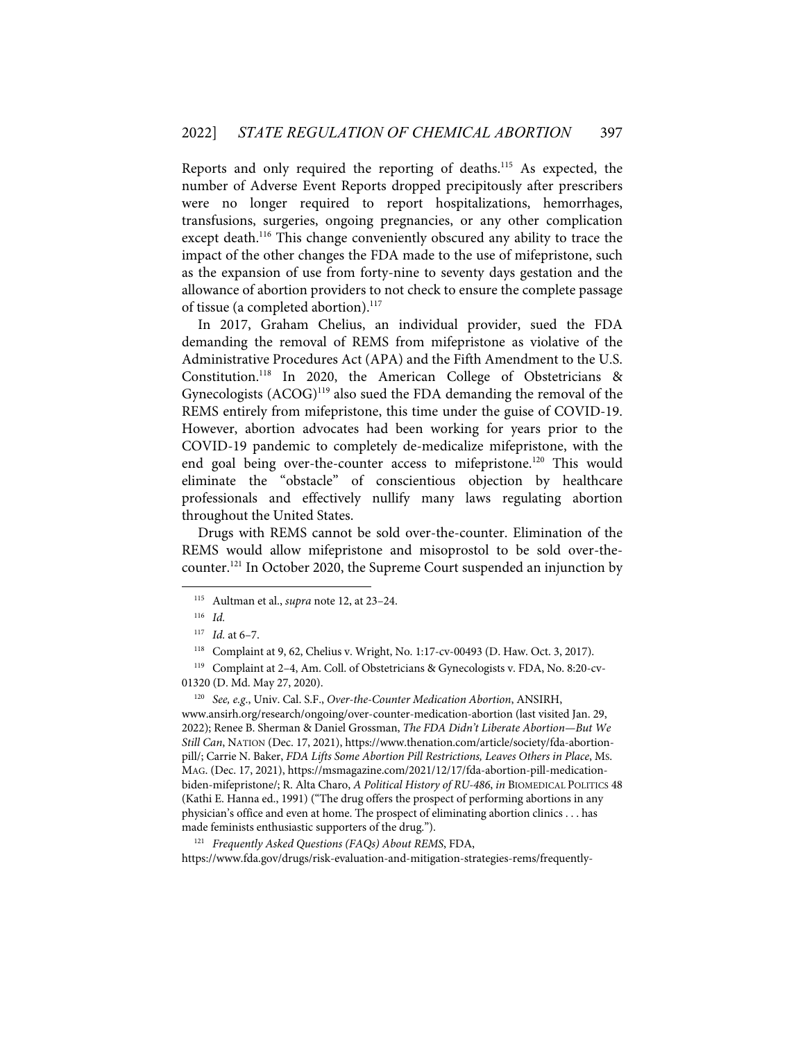Reports and only required the reporting of deaths.[115] As expected, the number of Adverse Event Reports dropped precipitously after prescribers were no longer required to report hospitalizations, hemorrhages, transfusions, surgeries, ongoing pregnancies, or any other complication except death.[116] This change conveniently obscured any ability to trace the impact of the other changes the FDA made to the use of mifepristone, such as the expansion of use from forty-nine to seventy days gestation and the allowance of abortion providers to not check to ensure the complete passage of tissue (a completed abortion).[117]

In 2017, Graham Chelius, an individual provider, sued the FDA demanding the removal of REMS from mifepristone as violative of the Administrative Procedures Act (APA) and the Fifth Amendment to the U.S. Constitution.[118] In 2020, the American College of Obstetricians & Gynecologists (ACOG)[119] also sued the FDA demanding the removal of the REMS entirely from mifepristone, this time under the guise of COVID-19. However, abortion advocates had been working for years prior to the COVID-19 pandemic to completely de-medicalize mifepristone, with the end goal being over-the-counter access to mifepristone.[120] This would eliminate the "obstacle" of conscientious objection by healthcare professionals and effectively nullify many laws regulating abortion throughout the United States.

Drugs with REMS cannot be sold over-the-counter. Elimination of the REMS would allow mifepristone and misoprostol to be sold over-the-counter.[121] In October 2020, the Supreme Court suspended an injunction by

---

[115] Aultman et al., *supra* note 12, at 23–24.

[116] *Id.*

[117] *Id.* at 6–7.

[118] Complaint at 9, 62, Chelius v. Wright, No. 1:17-cv-00493 (D. Haw. Oct. 3, 2017).

[119] Complaint at 2–4, Am. Coll. of Obstetricians & Gynecologists v. FDA, No. 8:20-cv-01320 (D. Md. May 27, 2020).

[120] *See, e.g.*, Univ. Cal. S.F., *Over-the-Counter Medication Abortion*, ANSIRH, www.ansirh.org/research/ongoing/over-counter-medication-abortion (last visited Jan. 29, 2022); Renee B. Sherman & Daniel Grossman, *The FDA Didn't Liberate Abortion—But We Still Can*, NATION (Dec. 17, 2021), https://www.thenation.com/article/society/fda-abortion-pill/; Carrie N. Baker, *FDA Lifts Some Abortion Pill Restrictions, Leaves Others in Place*, MS. MAG. (Dec. 17, 2021), https://msmagazine.com/2021/12/17/fda-abortion-pill-medication-biden-mifepristone/; R. Alta Charo, *A Political History of RU-486*, *in* BIOMEDICAL POLITICS 48 (Kathi E. Hanna ed., 1991) ("The drug offers the prospect of performing abortions in any physician's office and even at home. The prospect of eliminating abortion clinics . . . has made feminists enthusiastic supporters of the drug.").

[121] *Frequently Asked Questions (FAQs) About REMS*, FDA, https://www.fda.gov/drugs/risk-evaluation-and-mitigation-strategies-rems/frequently-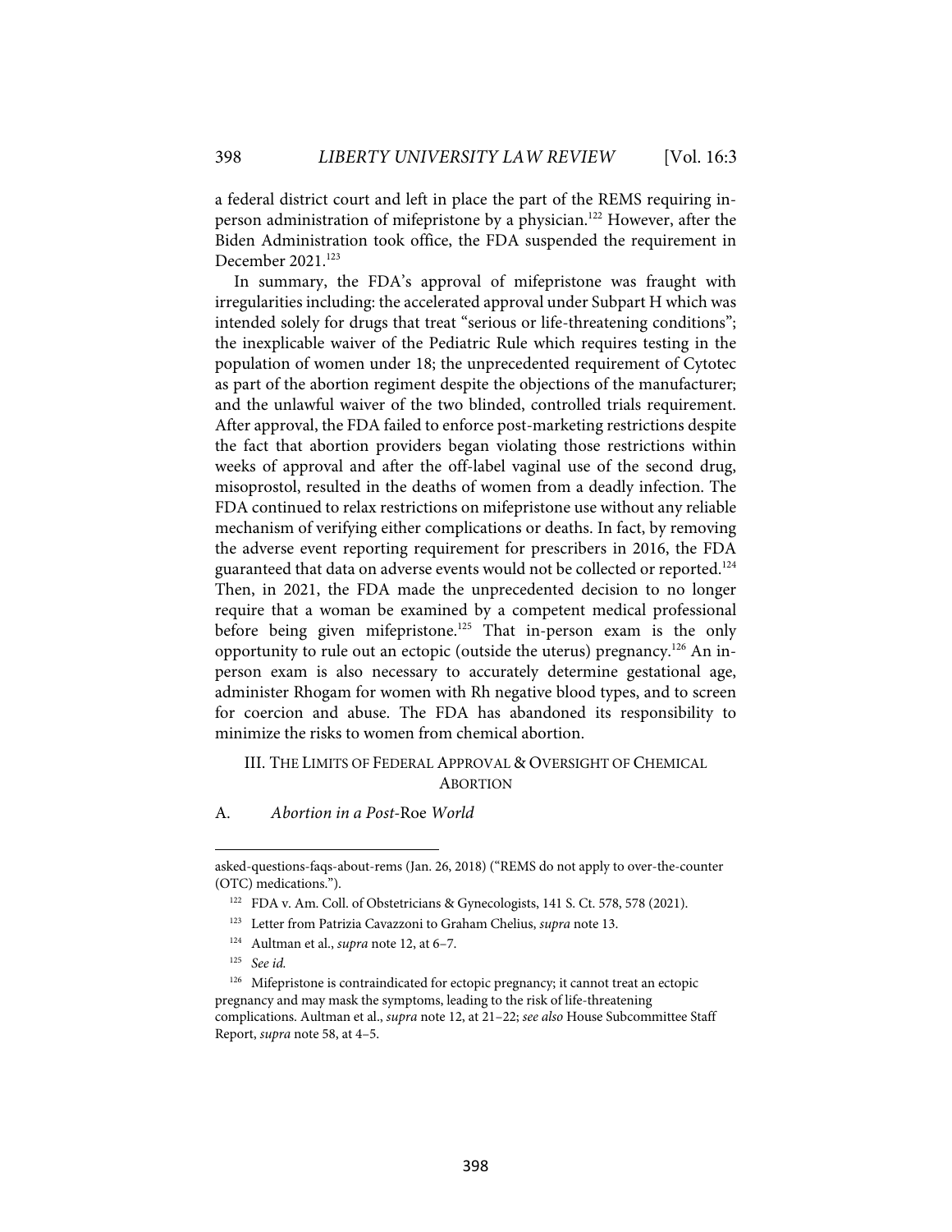a federal district court and left in place the part of the REMS requiring in-person administration of mifepristone by a physician.[122] However, after the Biden Administration took office, the FDA suspended the requirement in December 2021.[123]

In summary, the FDA's approval of mifepristone was fraught with irregularities including: the accelerated approval under Subpart H which was intended solely for drugs that treat "serious or life-threatening conditions"; the inexplicable waiver of the Pediatric Rule which requires testing in the population of women under 18; the unprecedented requirement of Cytotec as part of the abortion regiment despite the objections of the manufacturer; and the unlawful waiver of the two blinded, controlled trials requirement. After approval, the FDA failed to enforce post-marketing restrictions despite the fact that abortion providers began violating those restrictions within weeks of approval and after the off-label vaginal use of the second drug, misoprostol, resulted in the deaths of women from a deadly infection. The FDA continued to relax restrictions on mifepristone use without any reliable mechanism of verifying either complications or deaths. In fact, by removing the adverse event reporting requirement for prescribers in 2016, the FDA guaranteed that data on adverse events would not be collected or reported.[124] Then, in 2021, the FDA made the unprecedented decision to no longer require that a woman be examined by a competent medical professional before being given mifepristone.[125] That in-person exam is the only opportunity to rule out an ectopic (outside the uterus) pregnancy.[126] An in-person exam is also necessary to accurately determine gestational age, administer Rhogam for women with Rh negative blood types, and to screen for coercion and abuse. The FDA has abandoned its responsibility to minimize the risks to women from chemical abortion.

## III. The Limits of Federal Approval & Oversight of Chemical Abortion

### A. *Abortion in a Post-*Roe *World*

---

asked-questions-faqs-about-rems (Jan. 26, 2018) ("REMS do not apply to over-the-counter (OTC) medications.").

[122] FDA v. Am. Coll. of Obstetricians & Gynecologists, 141 S. Ct. 578, 578 (2021).

[123] Letter from Patrizia Cavazzoni to Graham Chelius, *supra* note 13.

[124] Aultman et al., *supra* note 12, at 6–7.

[125] *See id.*

[126] Mifepristone is contraindicated for ectopic pregnancy; it cannot treat an ectopic pregnancy and may mask the symptoms, leading to the risk of life-threatening complications. Aultman et al., *supra* note 12, at 21–22; *see also* House Subcommittee Staff Report, *supra* note 58, at 4–5.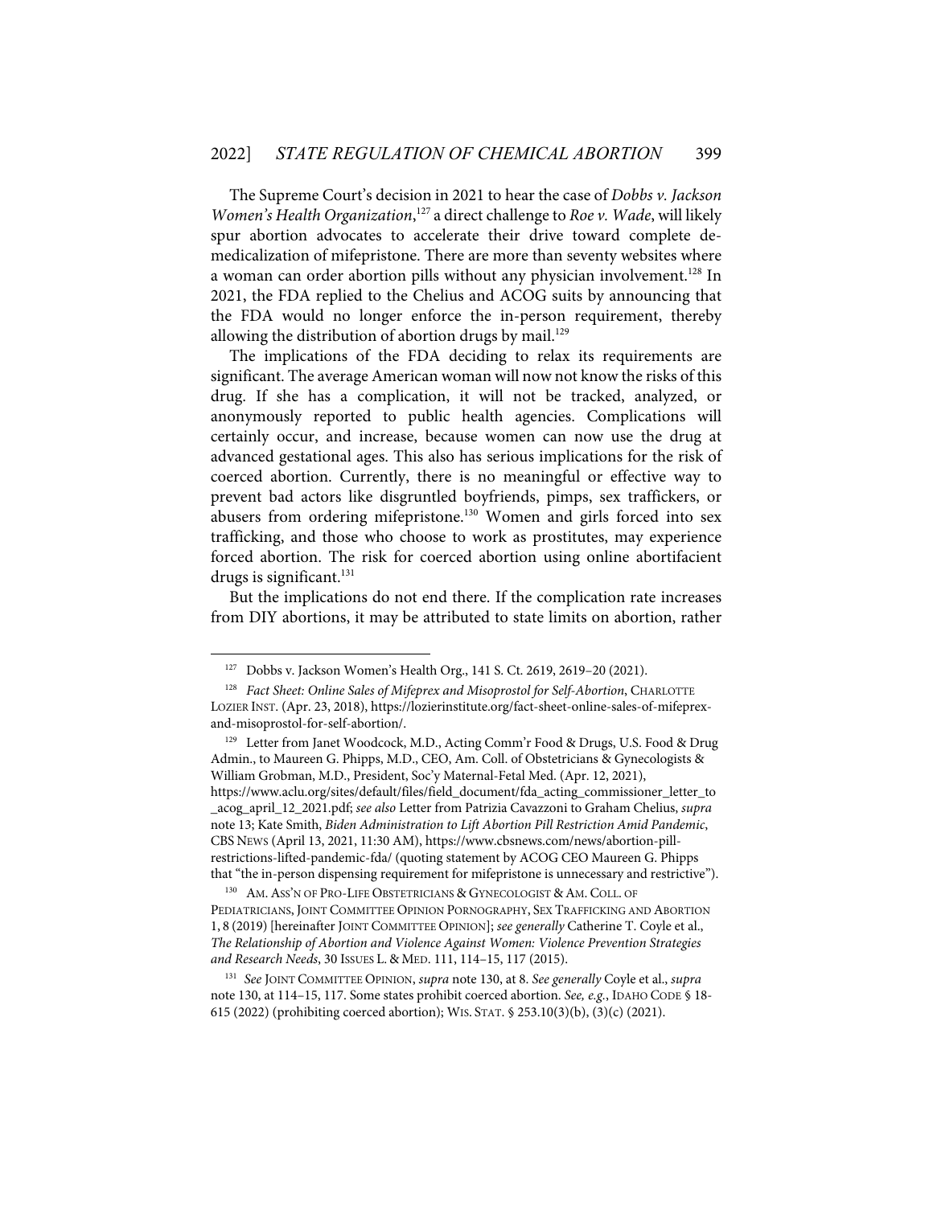The Supreme Court's decision in 2021 to hear the case of *Dobbs v. Jackson Women's Health Organization*,[127] a direct challenge to *Roe v. Wade*, will likely spur abortion advocates to accelerate their drive toward complete de-medicalization of mifepristone. There are more than seventy websites where a woman can order abortion pills without any physician involvement.[128] In 2021, the FDA replied to the Chelius and ACOG suits by announcing that the FDA would no longer enforce the in-person requirement, thereby allowing the distribution of abortion drugs by mail.[129]

The implications of the FDA deciding to relax its requirements are significant. The average American woman will now not know the risks of this drug. If she has a complication, it will not be tracked, analyzed, or anonymously reported to public health agencies. Complications will certainly occur, and increase, because women can now use the drug at advanced gestational ages. This also has serious implications for the risk of coerced abortion. Currently, there is no meaningful or effective way to prevent bad actors like disgruntled boyfriends, pimps, sex traffickers, or abusers from ordering mifepristone.[130] Women and girls forced into sex trafficking, and those who choose to work as prostitutes, may experience forced abortion. The risk for coerced abortion using online abortifacient drugs is significant.[131]

But the implications do not end there. If the complication rate increases from DIY abortions, it may be attributed to state limits on abortion, rather

---

[127] Dobbs v. Jackson Women's Health Org., 141 S. Ct. 2619, 2619–20 (2021).

[128] *Fact Sheet: Online Sales of Mifeprex and Misoprostol for Self-Abortion*, CHARLOTTE LOZIER INST. (Apr. 23, 2018), https://lozierinstitute.org/fact-sheet-online-sales-of-mifeprex-and-misoprostol-for-self-abortion/.

[129] Letter from Janet Woodcock, M.D., Acting Comm'r Food & Drugs, U.S. Food & Drug Admin., to Maureen G. Phipps, M.D., CEO, Am. Coll. of Obstetricians & Gynecologists & William Grobman, M.D., President, Soc'y Maternal-Fetal Med. (Apr. 12, 2021), https://www.aclu.org/sites/default/files/field_document/fda_acting_commissioner_letter_to_acog_april_12_2021.pdf; *see also* Letter from Patrizia Cavazzoni to Graham Chelius, *supra* note 13; Kate Smith, *Biden Administration to Lift Abortion Pill Restriction Amid Pandemic*, CBS NEWS (April 13, 2021, 11:30 AM), https://www.cbsnews.com/news/abortion-pill-restrictions-lifted-pandemic-fda/ (quoting statement by ACOG CEO Maureen G. Phipps that "the in-person dispensing requirement for mifepristone is unnecessary and restrictive").

[130] AM. ASS'N OF PRO-LIFE OBSTETRICIANS & GYNECOLOGIST & AM. COLL. OF PEDIATRICIANS, JOINT COMMITTEE OPINION PORNOGRAPHY, SEX TRAFFICKING AND ABORTION 1, 8 (2019) [hereinafter JOINT COMMITTEE OPINION]; *see generally* Catherine T. Coyle et al., *The Relationship of Abortion and Violence Against Women: Violence Prevention Strategies and Research Needs*, 30 ISSUES L. & MED. 111, 114–15, 117 (2015).

[131] *See* JOINT COMMITTEE OPINION, *supra* note 130, at 8. *See generally* Coyle et al., *supra* note 130, at 114–15, 117. Some states prohibit coerced abortion. *See, e.g.*, IDAHO CODE § 18-615 (2022) (prohibiting coerced abortion); WIS. STAT. § 253.10(3)(b), (3)(c) (2021).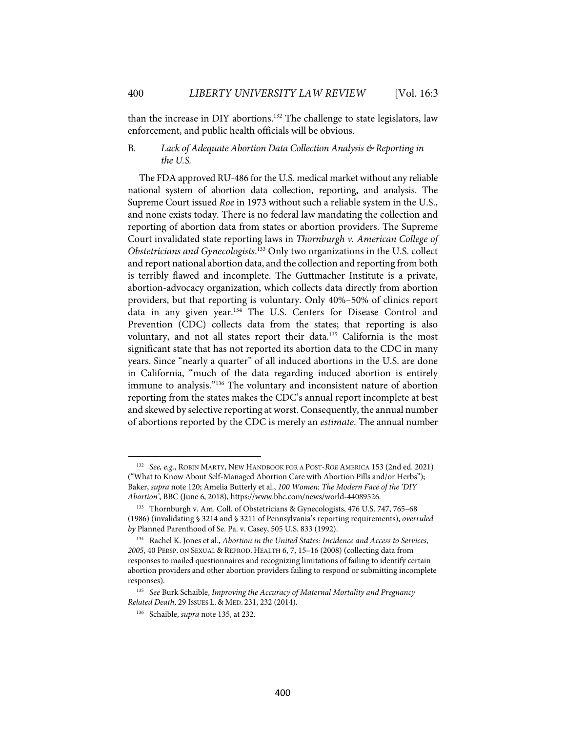than the increase in DIY abortions.[132] The challenge to state legislators, law enforcement, and public health officials will be obvious.

### B. *Lack of Adequate Abortion Data Collection Analysis & Reporting in the U.S.*

The FDA approved RU-486 for the U.S. medical market without any reliable national system of abortion data collection, reporting, and analysis. The Supreme Court issued *Roe* in 1973 without such a reliable system in the U.S., and none exists today. There is no federal law mandating the collection and reporting of abortion data from states or abortion providers. The Supreme Court invalidated state reporting laws in *Thornburgh v. American College of Obstetricians and Gynecologists*.[133] Only two organizations in the U.S. collect and report national abortion data, and the collection and reporting from both is terribly flawed and incomplete. The Guttmacher Institute is a private, abortion-advocacy organization, which collects data directly from abortion providers, but that reporting is voluntary. Only 40%–50% of clinics report data in any given year.[134] The U.S. Centers for Disease Control and Prevention (CDC) collects data from the states; that reporting is also voluntary, and not all states report their data.[135] California is the most significant state that has not reported its abortion data to the CDC in many years. Since "nearly a quarter" of all induced abortions in the U.S. are done in California, "much of the data regarding induced abortion is entirely immune to analysis."[136] The voluntary and inconsistent nature of abortion reporting from the states makes the CDC's annual report incomplete at best and skewed by selective reporting at worst. Consequently, the annual number of abortions reported by the CDC is merely an *estimate*. The annual number

---

[132] *See, e.g.*, ROBIN MARTY, NEW HANDBOOK FOR A POST-*ROE* AMERICA 153 (2nd ed. 2021) ("What to Know About Self-Managed Abortion Care with Abortion Pills and/or Herbs"); Baker, *supra* note 120; Amelia Butterly et al., *100 Women: The Modern Face of the 'DIY Abortion'*, BBC (June 6, 2018), https://www.bbc.com/news/world-44089526.

[133] Thornburgh v. Am. Coll. of Obstetricians & Gynecologists, 476 U.S. 747, 765–68 (1986) (invalidating § 3214 and § 3211 of Pennsylvania's reporting requirements), *overruled by* Planned Parenthood of Se. Pa. v. Casey, 505 U.S. 833 (1992).

[134] Rachel K. Jones et al., *Abortion in the United States: Incidence and Access to Services, 2005*, 40 PERSP. ON SEXUAL & REPROD. HEALTH 6, 7, 15–16 (2008) (collecting data from responses to mailed questionnaires and recognizing limitations of failing to identify certain abortion providers and other abortion providers failing to respond or submitting incomplete responses).

[135] *See* Burk Schaible, *Improving the Accuracy of Maternal Mortality and Pregnancy Related Death*, 29 ISSUES L. & MED. 231, 232 (2014).

[136] Schaible, *supra* note 135, at 232.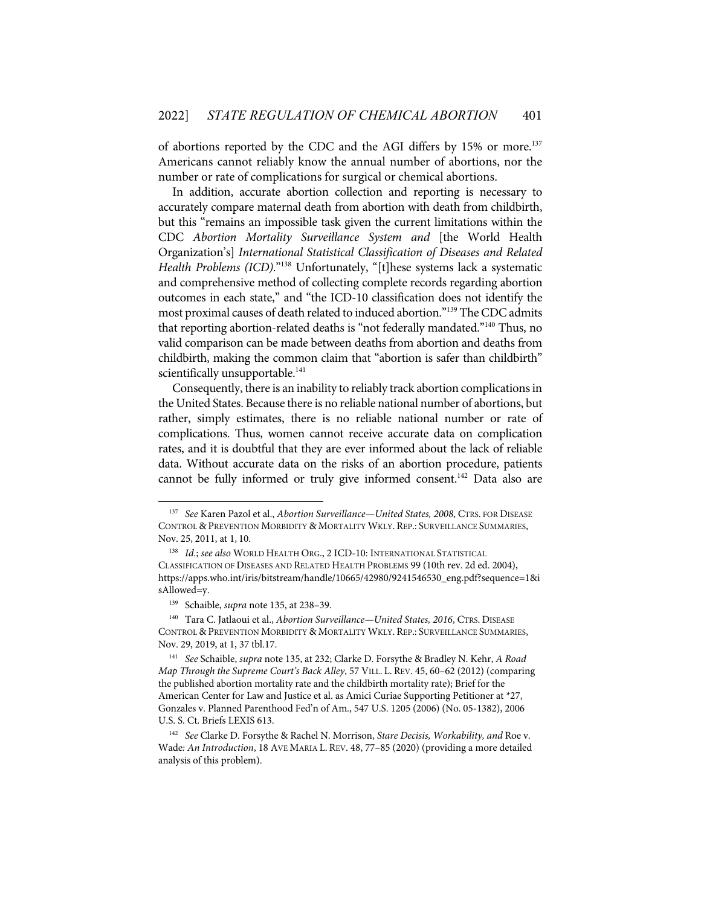of abortions reported by the CDC and the AGI differs by 15% or more.[137] Americans cannot reliably know the annual number of abortions, nor the number or rate of complications for surgical or chemical abortions.

In addition, accurate abortion collection and reporting is necessary to accurately compare maternal death from abortion with death from childbirth, but this "remains an impossible task given the current limitations within the CDC *Abortion Mortality Surveillance System and* [the World Health Organization's] *International Statistical Classification of Diseases and Related Health Problems (ICD)*."[138] Unfortunately, "[t]hese systems lack a systematic and comprehensive method of collecting complete records regarding abortion outcomes in each state," and "the ICD-10 classification does not identify the most proximal causes of death related to induced abortion."[139] The CDC admits that reporting abortion-related deaths is "not federally mandated."[140] Thus, no valid comparison can be made between deaths from abortion and deaths from childbirth, making the common claim that "abortion is safer than childbirth" scientifically unsupportable.[141]

Consequently, there is an inability to reliably track abortion complications in the United States. Because there is no reliable national number of abortions, but rather, simply estimates, there is no reliable national number or rate of complications. Thus, women cannot receive accurate data on complication rates, and it is doubtful that they are ever informed about the lack of reliable data. Without accurate data on the risks of an abortion procedure, patients cannot be fully informed or truly give informed consent.[142] Data also are

---

[137] *See* Karen Pazol et al., *Abortion Surveillance—United States, 2008*, CTRS. FOR DISEASE CONTROL & PREVENTION MORBIDITY & MORTALITY WKLY. REP.: SURVEILLANCE SUMMARIES, Nov. 25, 2011, at 1, 10.

[138] *Id.*; *see also* WORLD HEALTH ORG., 2 ICD-10: INTERNATIONAL STATISTICAL CLASSIFICATION OF DISEASES AND RELATED HEALTH PROBLEMS 99 (10th rev. 2d ed. 2004), https://apps.who.int/iris/bitstream/handle/10665/42980/9241546530_eng.pdf?sequence=1&isAllowed=y.

[139] Schaible, *supra* note 135, at 238–39.

[140] Tara C. Jatlaoui et al., *Abortion Surveillance—United States, 2016*, CTRS. DISEASE CONTROL & PREVENTION MORBIDITY & MORTALITY WKLY. REP.: SURVEILLANCE SUMMARIES, Nov. 29, 2019, at 1, 37 tbl.17.

[141] *See* Schaible, *supra* note 135, at 232; Clarke D. Forsythe & Bradley N. Kehr, *A Road Map Through the Supreme Court's Back Alley*, 57 VILL. L. REV. 45, 60–62 (2012) (comparing the published abortion mortality rate and the childbirth mortality rate); Brief for the American Center for Law and Justice et al. as Amici Curiae Supporting Petitioner at *27, Gonzales v. Planned Parenthood Fed'n of Am., 547 U.S. 1205 (2006) (No. 05-1382), 2006 U.S. S. Ct. Briefs LEXIS 613.

[142] *See* Clarke D. Forsythe & Rachel N. Morrison, *Stare Decisis, Workability, and* Roe v. Wade*: An Introduction*, 18 AVE MARIA L. REV. 48, 77–85 (2020) (providing a more detailed analysis of this problem).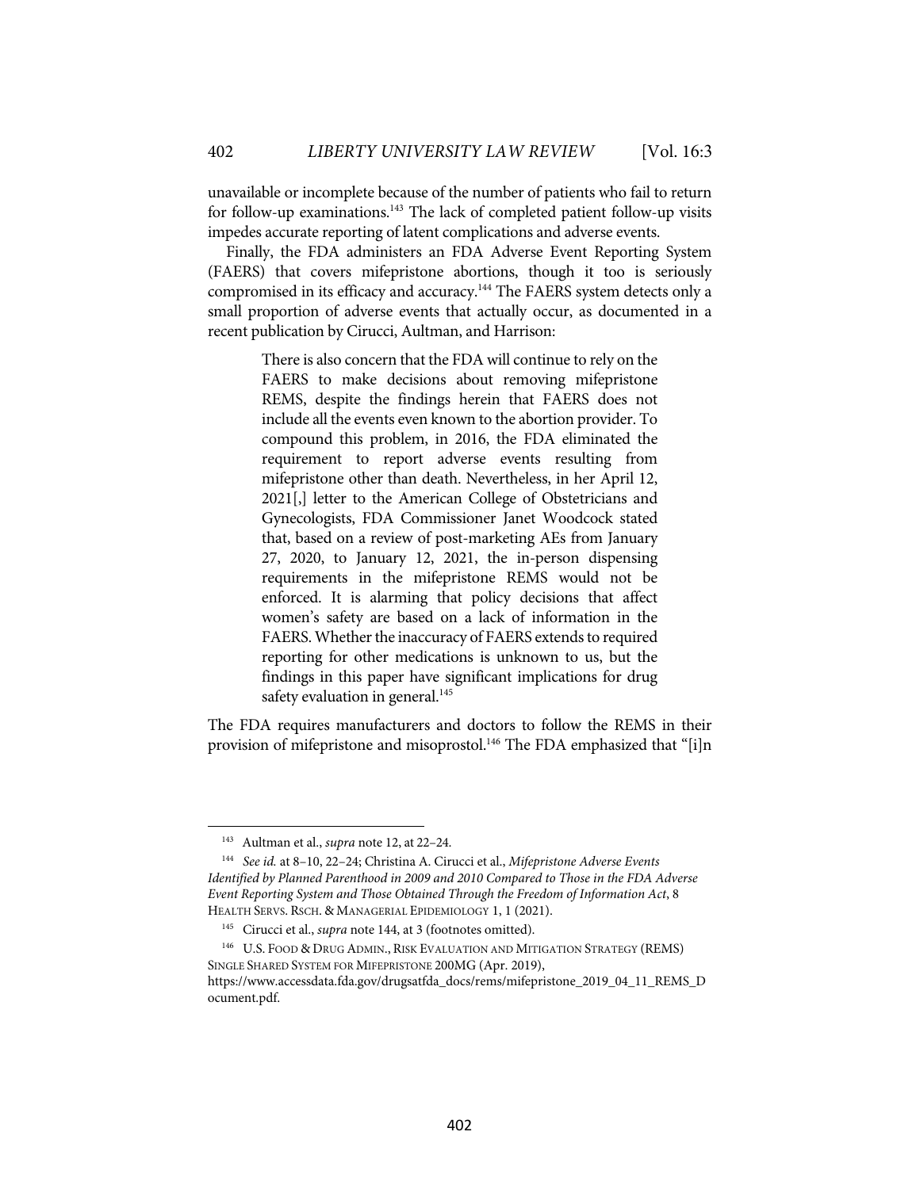unavailable or incomplete because of the number of patients who fail to return for follow-up examinations.[143] The lack of completed patient follow-up visits impedes accurate reporting of latent complications and adverse events.

Finally, the FDA administers an FDA Adverse Event Reporting System (FAERS) that covers mifepristone abortions, though it too is seriously compromised in its efficacy and accuracy.[144] The FAERS system detects only a small proportion of adverse events that actually occur, as documented in a recent publication by Cirucci, Aultman, and Harrison:

> There is also concern that the FDA will continue to rely on the FAERS to make decisions about removing mifepristone REMS, despite the findings herein that FAERS does not include all the events even known to the abortion provider. To compound this problem, in 2016, the FDA eliminated the requirement to report adverse events resulting from mifepristone other than death. Nevertheless, in her April 12, 2021[,] letter to the American College of Obstetricians and Gynecologists, FDA Commissioner Janet Woodcock stated that, based on a review of post-marketing AEs from January 27, 2020, to January 12, 2021, the in-person dispensing requirements in the mifepristone REMS would not be enforced. It is alarming that policy decisions that affect women's safety are based on a lack of information in the FAERS. Whether the inaccuracy of FAERS extends to required reporting for other medications is unknown to us, but the findings in this paper have significant implications for drug safety evaluation in general.[145]

The FDA requires manufacturers and doctors to follow the REMS in their provision of mifepristone and misoprostol.[146] The FDA emphasized that "[i]n

---

[143] Aultman et al., *supra* note 12, at 22–24.

[144] *See id.* at 8–10, 22–24; Christina A. Cirucci et al., *Mifepristone Adverse Events Identified by Planned Parenthood in 2009 and 2010 Compared to Those in the FDA Adverse Event Reporting System and Those Obtained Through the Freedom of Information Act*, 8 HEALTH SERVS. RSCH. & MANAGERIAL EPIDEMIOLOGY 1, 1 (2021).

[145] Cirucci et al., *supra* note 144, at 3 (footnotes omitted).

[146] U.S. FOOD & DRUG ADMIN., RISK EVALUATION AND MITIGATION STRATEGY (REMS) SINGLE SHARED SYSTEM FOR MIFEPRISTONE 200MG (Apr. 2019), https://www.accessdata.fda.gov/drugsatfda_docs/rems/mifepristone_2019_04_11_REMS_Document.pdf.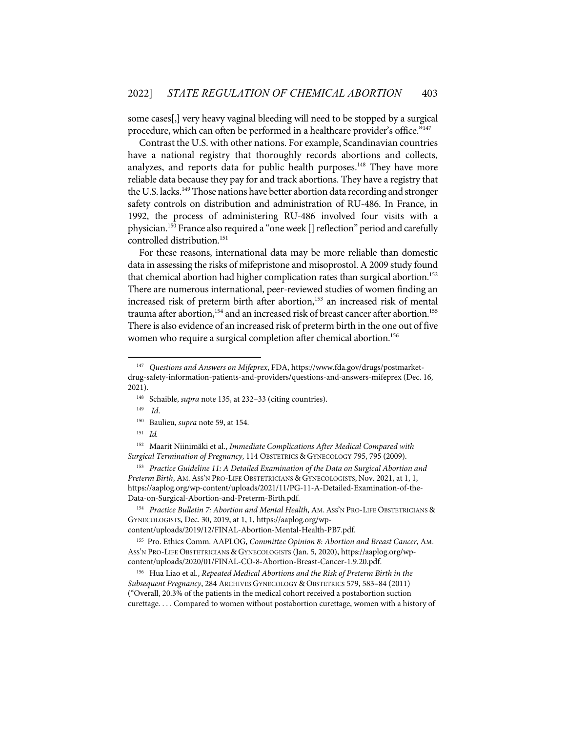some cases[,] very heavy vaginal bleeding will need to be stopped by a surgical procedure, which can often be performed in a healthcare provider's office."[147]

Contrast the U.S. with other nations. For example, Scandinavian countries have a national registry that thoroughly records abortions and collects, analyzes, and reports data for public health purposes.[148] They have more reliable data because they pay for and track abortions. They have a registry that the U.S. lacks.[149] Those nations have better abortion data recording and stronger safety controls on distribution and administration of RU-486. In France, in 1992, the process of administering RU-486 involved four visits with a physician.[150] France also required a "one week [] reflection" period and carefully controlled distribution.[151]

For these reasons, international data may be more reliable than domestic data in assessing the risks of mifepristone and misoprostol. A 2009 study found that chemical abortion had higher complication rates than surgical abortion.[152] There are numerous international, peer-reviewed studies of women finding an increased risk of preterm birth after abortion,[153] an increased risk of mental trauma after abortion,[154] and an increased risk of breast cancer after abortion.[155] There is also evidence of an increased risk of preterm birth in the one out of five women who require a surgical completion after chemical abortion.[156]

---

[147] *Questions and Answers on Mifeprex*, FDA, https://www.fda.gov/drugs/postmarket-drug-safety-information-patients-and-providers/questions-and-answers-mifeprex (Dec. 16, 2021).

[148] Schaible, *supra* note 135, at 232–33 (citing countries).

[149] *Id*.

[150] Baulieu, *supra* note 59, at 154.

[151] *Id.*

[152] Maarit Niinimäki et al., *Immediate Complications After Medical Compared with Surgical Termination of Pregnancy*, 114 OBSTETRICS & GYNECOLOGY 795, 795 (2009).

[153] *Practice Guideline 11: A Detailed Examination of the Data on Surgical Abortion and Preterm Birth*, AM. ASS'N PRO-LIFE OBSTETRICIANS & GYNECOLOGISTS, Nov. 2021, at 1, 1, https://aaplog.org/wp-content/uploads/2021/11/PG-11-A-Detailed-Examination-of-the-Data-on-Surgical-Abortion-and-Preterm-Birth.pdf.

[154] *Practice Bulletin 7: Abortion and Mental Health*, AM. ASS'N PRO-LIFE OBSTETRICIANS & GYNECOLOGISTS, Dec. 30, 2019, at 1, 1, https://aaplog.org/wp-content/uploads/2019/12/FINAL-Abortion-Mental-Health-PB7.pdf.

[155] Pro. Ethics Comm. AAPLOG, *Committee Opinion 8: Abortion and Breast Cancer*, AM. ASS'N PRO-LIFE OBSTETRICIANS & GYNECOLOGISTS (Jan. 5, 2020), https://aaplog.org/wp-content/uploads/2020/01/FINAL-CO-8-Abortion-Breast-Cancer-1.9.20.pdf.

[156] Hua Liao et al., *Repeated Medical Abortions and the Risk of Preterm Birth in the Subsequent Pregnancy*, 284 ARCHIVES GYNECOLOGY & OBSTETRICS 579, 583–84 (2011) ("Overall, 20.3% of the patients in the medical cohort received a postabortion suction curettage. . . . Compared to women without postabortion curettage, women with a history of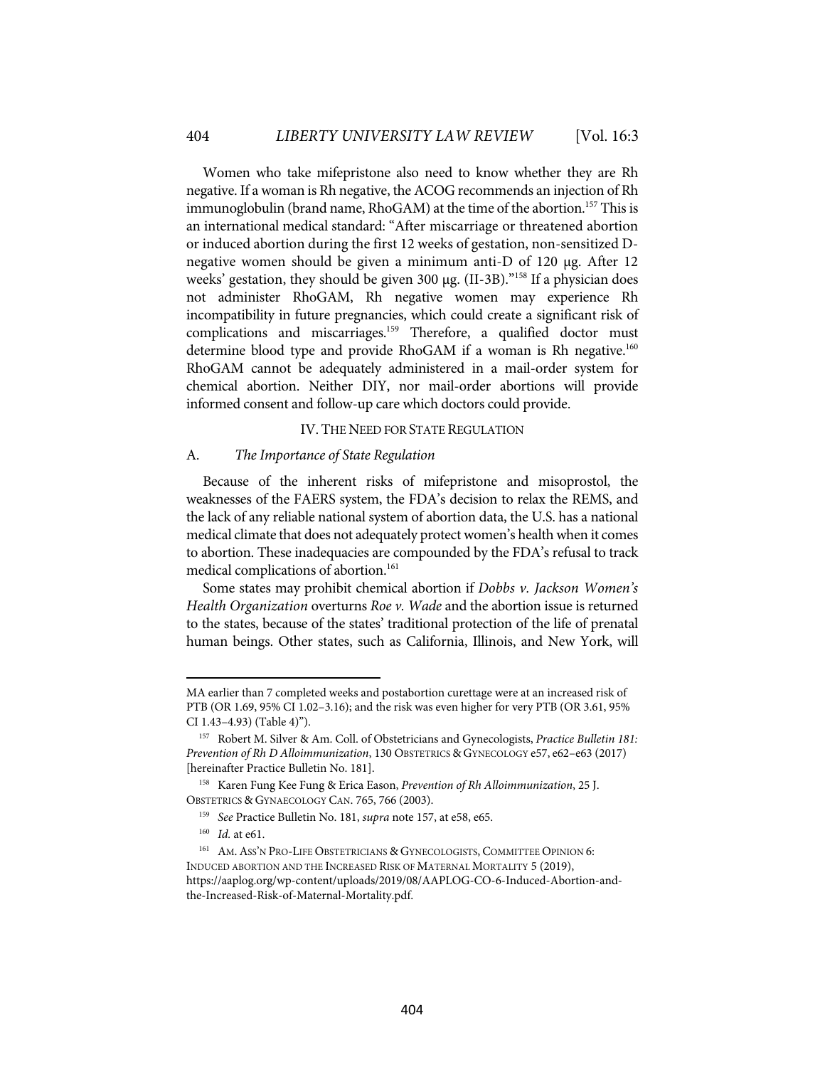Women who take mifepristone also need to know whether they are Rh negative. If a woman is Rh negative, the ACOG recommends an injection of Rh immunoglobulin (brand name, RhoGAM) at the time of the abortion.[157] This is an international medical standard: "After miscarriage or threatened abortion or induced abortion during the first 12 weeks of gestation, non-sensitized D-negative women should be given a minimum anti-D of 120 μg. After 12 weeks' gestation, they should be given 300 μg. (II-3B)."[158] If a physician does not administer RhoGAM, Rh negative women may experience Rh incompatibility in future pregnancies, which could create a significant risk of complications and miscarriages.[159] Therefore, a qualified doctor must determine blood type and provide RhoGAM if a woman is Rh negative.[160] RhoGAM cannot be adequately administered in a mail-order system for chemical abortion. Neither DIY, nor mail-order abortions will provide informed consent and follow-up care which doctors could provide.

## IV. The Need for State Regulation

### A. *The Importance of State Regulation*

Because of the inherent risks of mifepristone and misoprostol, the weaknesses of the FAERS system, the FDA's decision to relax the REMS, and the lack of any reliable national system of abortion data, the U.S. has a national medical climate that does not adequately protect women's health when it comes to abortion. These inadequacies are compounded by the FDA's refusal to track medical complications of abortion.[161]

Some states may prohibit chemical abortion if *Dobbs v. Jackson Women's Health Organization* overturns *Roe v. Wade* and the abortion issue is returned to the states, because of the states' traditional protection of the life of prenatal human beings. Other states, such as California, Illinois, and New York, will

---

MA earlier than 7 completed weeks and postabortion curettage were at an increased risk of PTB (OR 1.69, 95% CI 1.02–3.16); and the risk was even higher for very PTB (OR 3.61, 95% CI 1.43–4.93) (Table 4)").

[157] Robert M. Silver & Am. Coll. of Obstetricians and Gynecologists, *Practice Bulletin 181: Prevention of Rh D Alloimmunization*, 130 Obstetrics & Gynecology e57, e62–e63 (2017) [hereinafter Practice Bulletin No. 181].

[158] Karen Fung Kee Fung & Erica Eason, *Prevention of Rh Alloimmunization*, 25 J. Obstetrics & Gynaecology Can. 765, 766 (2003).

[159] *See* Practice Bulletin No. 181, *supra* note 157, at e58, e65.

[160] *Id.* at e61.

[161] Am. Ass'n Pro-Life Obstetricians & Gynecologists, Committee Opinion 6: Induced Abortion and the Increased Risk of Maternal Mortality 5 (2019), https://aaplog.org/wp-content/uploads/2019/08/AAPLOG-CO-6-Induced-Abortion-and-the-Increased-Risk-of-Maternal-Mortality.pdf.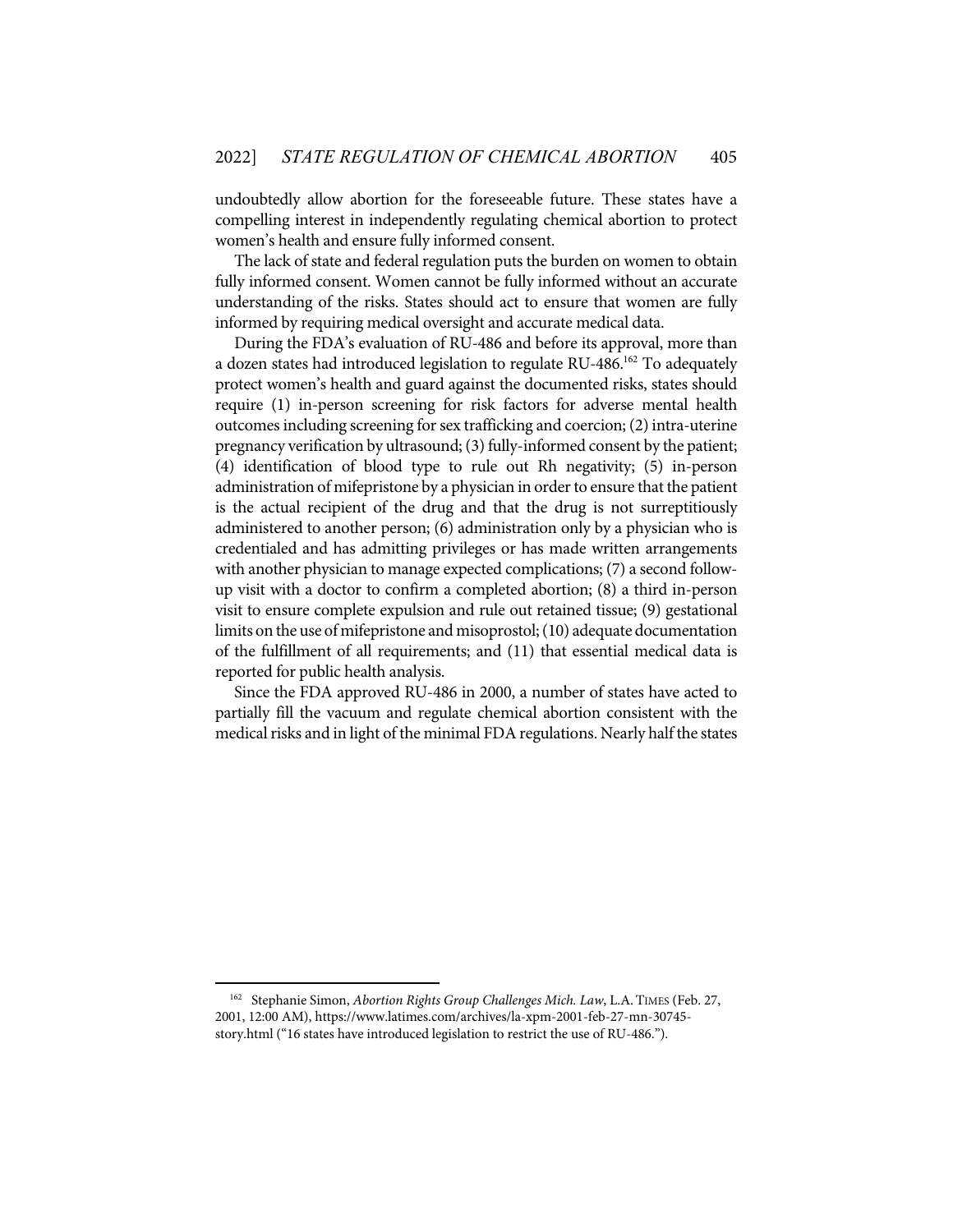undoubtedly allow abortion for the foreseeable future. These states have a compelling interest in independently regulating chemical abortion to protect women's health and ensure fully informed consent.

The lack of state and federal regulation puts the burden on women to obtain fully informed consent. Women cannot be fully informed without an accurate understanding of the risks. States should act to ensure that women are fully informed by requiring medical oversight and accurate medical data.

During the FDA's evaluation of RU-486 and before its approval, more than a dozen states had introduced legislation to regulate RU-486.[162] To adequately protect women's health and guard against the documented risks, states should require (1) in-person screening for risk factors for adverse mental health outcomes including screening for sex trafficking and coercion; (2) intra-uterine pregnancy verification by ultrasound; (3) fully-informed consent by the patient; (4) identification of blood type to rule out Rh negativity; (5) in-person administration of mifepristone by a physician in order to ensure that the patient is the actual recipient of the drug and that the drug is not surreptitiously administered to another person; (6) administration only by a physician who is credentialed and has admitting privileges or has made written arrangements with another physician to manage expected complications; (7) a second follow-up visit with a doctor to confirm a completed abortion; (8) a third in-person visit to ensure complete expulsion and rule out retained tissue; (9) gestational limits on the use of mifepristone and misoprostol; (10) adequate documentation of the fulfillment of all requirements; and (11) that essential medical data is reported for public health analysis.

Since the FDA approved RU-486 in 2000, a number of states have acted to partially fill the vacuum and regulate chemical abortion consistent with the medical risks and in light of the minimal FDA regulations. Nearly half the states

---

[162] Stephanie Simon, *Abortion Rights Group Challenges Mich. Law*, L.A. TIMES (Feb. 27, 2001, 12:00 AM), https://www.latimes.com/archives/la-xpm-2001-feb-27-mn-30745-story.html ("16 states have introduced legislation to restrict the use of RU-486.").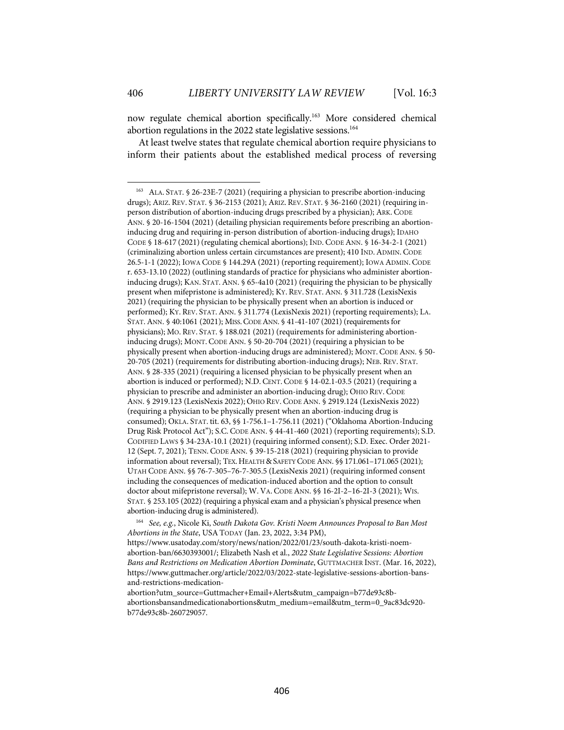now regulate chemical abortion specifically.[163] More considered chemical abortion regulations in the 2022 state legislative sessions.[164]

At least twelve states that regulate chemical abortion require physicians to inform their patients about the established medical process of reversing

---

[163] ALA. STAT. § 26-23E-7 (2021) (requiring a physician to prescribe abortion-inducing drugs); ARIZ. REV. STAT. § 36-2153 (2021); ARIZ. REV. STAT. § 36-2160 (2021) (requiring in-person distribution of abortion-inducing drugs prescribed by a physician); ARK. CODE ANN. § 20-16-1504 (2021) (detailing physician requirements before prescribing an abortion-inducing drug and requiring in-person distribution of abortion-inducing drugs); IDAHO CODE § 18-617 (2021) (regulating chemical abortions); IND. CODE ANN. § 16-34-2-1 (2021) (criminalizing abortion unless certain circumstances are present); 410 IND. ADMIN. CODE 26.5-1-1 (2022); IOWA CODE § 144.29A (2021) (reporting requirement); IOWA ADMIN. CODE r. 653-13.10 (2022) (outlining standards of practice for physicians who administer abortion-inducing drugs); KAN. STAT. ANN. § 65-4a10 (2021) (requiring the physician to be physically present when mifepristone is administered); KY. REV. STAT. ANN. § 311.728 (LexisNexis 2021) (requiring the physician to be physically present when an abortion is induced or performed); KY. REV. STAT. ANN. § 311.774 (LexisNexis 2021) (reporting requirements); LA. STAT. ANN. § 40:1061 (2021); MISS. CODE ANN. § 41-41-107 (2021) (requirements for physicians); MO. REV. STAT. § 188.021 (2021) (requirements for administering abortion-inducing drugs); MONT. CODE ANN. § 50-20-704 (2021) (requiring a physician to be physically present when abortion-inducing drugs are administered); MONT. CODE ANN. § 50-20-705 (2021) (requirements for distributing abortion-inducing drugs); NEB. REV. STAT. ANN. § 28-335 (2021) (requiring a licensed physician to be physically present when an abortion is induced or performed); N.D. CENT. CODE § 14-02.1-03.5 (2021) (requiring a physician to prescribe and administer an abortion-inducing drug); OHIO REV. CODE ANN. § 2919.123 (LexisNexis 2022); OHIO REV. CODE ANN. § 2919.124 (LexisNexis 2022) (requiring a physician to be physically present when an abortion-inducing drug is consumed); OKLA. STAT. tit. 63, §§ 1-756.1–1-756.11 (2021) ("Oklahoma Abortion-Inducing Drug Risk Protocol Act"); S.C. CODE ANN. § 44-41-460 (2021) (reporting requirements); S.D. CODIFIED LAWS § 34-23A-10.1 (2021) (requiring informed consent); S.D. Exec. Order 2021-12 (Sept. 7, 2021); TENN. CODE ANN. § 39-15-218 (2021) (requiring physician to provide information about reversal); TEX. HEALTH & SAFETY CODE ANN. §§ 171.061–171.065 (2021); UTAH CODE ANN. §§ 76-7-305–76-7-305.5 (LexisNexis 2021) (requiring informed consent including the consequences of medication-induced abortion and the option to consult doctor about mifepristone reversal); W. VA. CODE ANN. §§ 16-2I-2–16-2I-3 (2021); WIS. STAT. § 253.105 (2022) (requiring a physical exam and a physician's physical presence when abortion-inducing drug is administered).

[164] *See, e.g.*, Nicole Ki, *South Dakota Gov. Kristi Noem Announces Proposal to Ban Most Abortions in the State*, USA TODAY (Jan. 23, 2022, 3:34 PM), https://www.usatoday.com/story/news/nation/2022/01/23/south-dakota-kristi-noem-abortion-ban/6630393001/; Elizabeth Nash et al., *2022 State Legislative Sessions: Abortion Bans and Restrictions on Medication Abortion Dominate*, GUTTMACHER INST. (Mar. 16, 2022), https://www.guttmacher.org/article/2022/03/2022-state-legislative-sessions-abortion-bans-and-restrictions-medication-abortion?utm_source=Guttmacher+Email+Alerts&utm_campaign=b77de93c8b-abortionsbansandmedicationabortions&utm_medium=email&utm_term=0_9ac83dc920-b77de93c8b-260729057.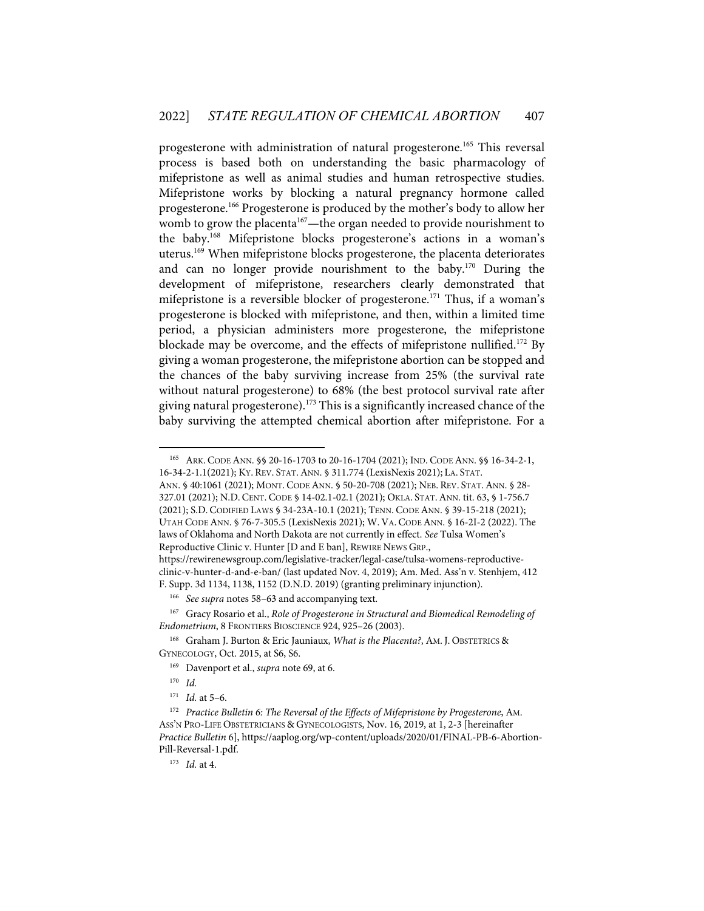progesterone with administration of natural progesterone.[165] This reversal process is based both on understanding the basic pharmacology of mifepristone as well as animal studies and human retrospective studies. Mifepristone works by blocking a natural pregnancy hormone called progesterone.[166] Progesterone is produced by the mother's body to allow her womb to grow the placenta[167]—the organ needed to provide nourishment to the baby.[168] Mifepristone blocks progesterone's actions in a woman's uterus.[169] When mifepristone blocks progesterone, the placenta deteriorates and can no longer provide nourishment to the baby.[170] During the development of mifepristone, researchers clearly demonstrated that mifepristone is a reversible blocker of progesterone.[171] Thus, if a woman's progesterone is blocked with mifepristone, and then, within a limited time period, a physician administers more progesterone, the mifepristone blockade may be overcome, and the effects of mifepristone nullified.[172] By giving a woman progesterone, the mifepristone abortion can be stopped and the chances of the baby surviving increase from 25% (the survival rate without natural progesterone) to 68% (the best protocol survival rate after giving natural progesterone).[173] This is a significantly increased chance of the baby surviving the attempted chemical abortion after mifepristone. For a

---

[165] ARK. CODE ANN. §§ 20-16-1703 to 20-16-1704 (2021); IND. CODE ANN. §§ 16-34-2-1, 16-34-2-1.1(2021); KY. REV. STAT. ANN. § 311.774 (LexisNexis 2021); LA. STAT. ANN. § 40:1061 (2021); MONT. CODE ANN. § 50-20-708 (2021); NEB. REV. STAT. ANN. § 28-327.01 (2021); N.D. CENT. CODE § 14-02.1-02.1 (2021); OKLA. STAT. ANN. tit. 63, § 1-756.7 (2021); S.D. CODIFIED LAWS § 34-23A-10.1 (2021); TENN. CODE ANN. § 39-15-218 (2021); UTAH CODE ANN. § 76-7-305.5 (LexisNexis 2021); W. VA. CODE ANN. § 16-2I-2 (2022). The laws of Oklahoma and North Dakota are not currently in effect. *See* Tulsa Women's Reproductive Clinic v. Hunter [D and E ban], REWIRE NEWS GRP., https://rewirenewsgroup.com/legislative-tracker/legal-case/tulsa-womens-reproductive-clinic-v-hunter-d-and-e-ban/ (last updated Nov. 4, 2019); Am. Med. Ass'n v. Stenhjem, 412 F. Supp. 3d 1134, 1138, 1152 (D.N.D. 2019) (granting preliminary injunction).

[166] *See supra* notes 58–63 and accompanying text.

[167] Gracy Rosario et al., *Role of Progesterone in Structural and Biomedical Remodeling of Endometrium*, 8 FRONTIERS BIOSCIENCE 924, 925–26 (2003).

[168] Graham J. Burton & Eric Jauniaux, *What is the Placenta?*, AM. J. OBSTETRICS & GYNECOLOGY, Oct. 2015, at S6, S6.

[169] Davenport et al., *supra* note 69, at 6.

[170] *Id.*

[171] *Id.* at 5–6.

[172] *Practice Bulletin 6: The Reversal of the Effects of Mifepristone by Progesterone*, AM. ASS'N PRO-LIFE OBSTETRICIANS & GYNECOLOGISTS, Nov. 16, 2019, at 1, 2-3 [hereinafter *Practice Bulletin* 6], https://aaplog.org/wp-content/uploads/2020/01/FINAL-PB-6-Abortion-Pill-Reversal-1.pdf.

[173] *Id.* at 4.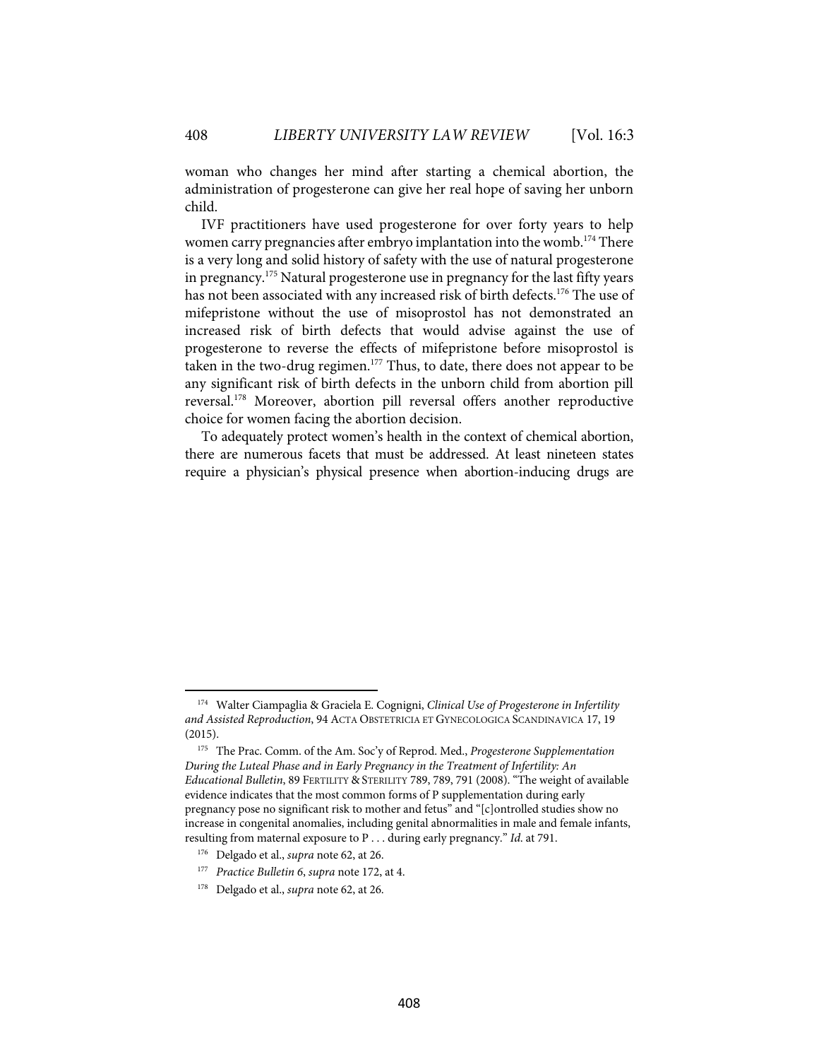woman who changes her mind after starting a chemical abortion, the administration of progesterone can give her real hope of saving her unborn child.

IVF practitioners have used progesterone for over forty years to help women carry pregnancies after embryo implantation into the womb.[174] There is a very long and solid history of safety with the use of natural progesterone in pregnancy.[175] Natural progesterone use in pregnancy for the last fifty years has not been associated with any increased risk of birth defects.[176] The use of mifepristone without the use of misoprostol has not demonstrated an increased risk of birth defects that would advise against the use of progesterone to reverse the effects of mifepristone before misoprostol is taken in the two-drug regimen.[177] Thus, to date, there does not appear to be any significant risk of birth defects in the unborn child from abortion pill reversal.[178] Moreover, abortion pill reversal offers another reproductive choice for women facing the abortion decision.

To adequately protect women's health in the context of chemical abortion, there are numerous facets that must be addressed. At least nineteen states require a physician's physical presence when abortion-inducing drugs are

---

[174] Walter Ciampaglia & Graciela E. Cognigni, *Clinical Use of Progesterone in Infertility and Assisted Reproduction*, 94 ACTA OBSTETRICIA ET GYNECOLOGICA SCANDINAVICA 17, 19 (2015).

[175] The Prac. Comm. of the Am. Soc'y of Reprod. Med., *Progesterone Supplementation During the Luteal Phase and in Early Pregnancy in the Treatment of Infertility: An Educational Bulletin*, 89 FERTILITY & STERILITY 789, 789, 791 (2008). "The weight of available evidence indicates that the most common forms of P supplementation during early pregnancy pose no significant risk to mother and fetus" and "[c]ontrolled studies show no increase in congenital anomalies, including genital abnormalities in male and female infants, resulting from maternal exposure to P . . . during early pregnancy." *Id.* at 791.

[176] Delgado et al., *supra* note 62, at 26.

[177] *Practice Bulletin 6*, *supra* note 172, at 4.

[178] Delgado et al., *supra* note 62, at 26.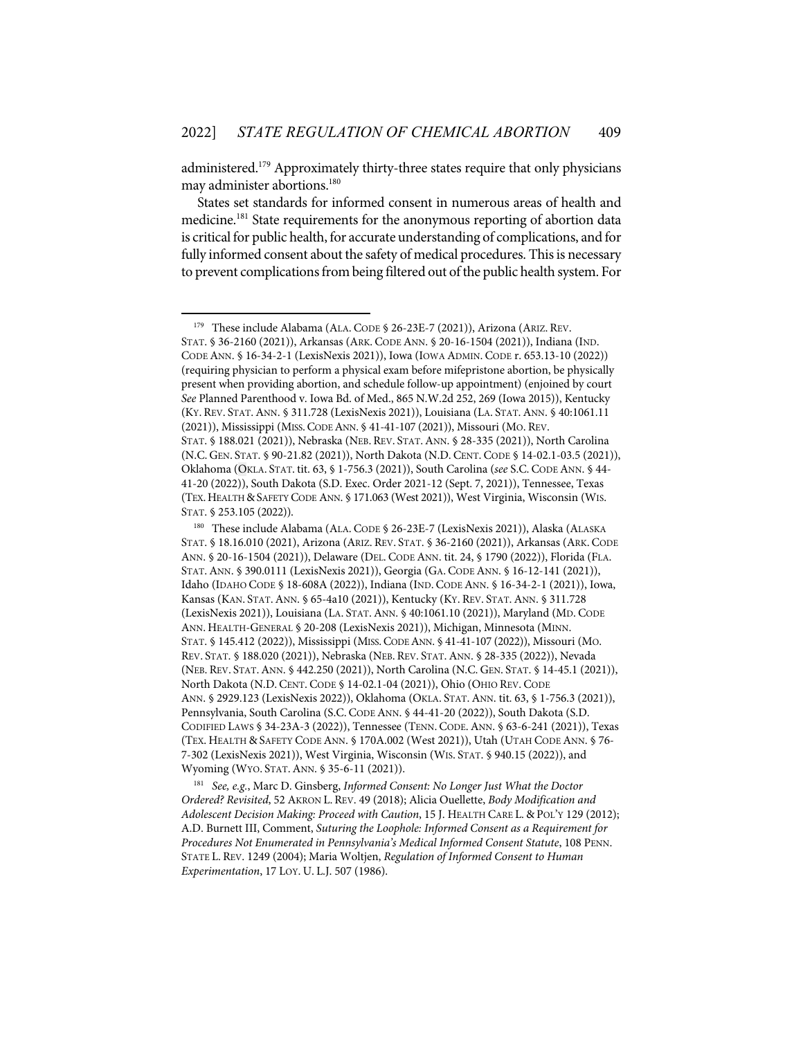administered.[179] Approximately thirty-three states require that only physicians may administer abortions.[180]

States set standards for informed consent in numerous areas of health and medicine.[181] State requirements for the anonymous reporting of abortion data is critical for public health, for accurate understanding of complications, and for fully informed consent about the safety of medical procedures. This is necessary to prevent complications from being filtered out of the public health system. For

---

[179] These include Alabama (ALA. CODE § 26-23E-7 (2021)), Arizona (ARIZ. REV. STAT. § 36-2160 (2021)), Arkansas (ARK. CODE ANN. § 20-16-1504 (2021)), Indiana (IND. CODE ANN. § 16-34-2-1 (LexisNexis 2021)), Iowa (IOWA ADMIN. CODE r. 653.13-10 (2022)) (requiring physician to perform a physical exam before mifepristone abortion, be physically present when providing abortion, and schedule follow-up appointment) (enjoined by court *See* Planned Parenthood v. Iowa Bd. of Med., 865 N.W.2d 252, 269 (Iowa 2015)), Kentucky (KY. REV. STAT. ANN. § 311.728 (LexisNexis 2021)), Louisiana (LA. STAT. ANN. § 40:1061.11 (2021)), Mississippi (MISS. CODE ANN. § 41-41-107 (2021)), Missouri (MO. REV. STAT. § 188.021 (2021)), Nebraska (NEB. REV. STAT. ANN. § 28-335 (2021)), North Carolina (N.C. GEN. STAT. § 90-21.82 (2021)), North Dakota (N.D. CENT. CODE § 14-02.1-03.5 (2021)), Oklahoma (OKLA. STAT. tit. 63, § 1-756.3 (2021)), South Carolina (*see* S.C. CODE ANN. § 44-41-20 (2022)), South Dakota (S.D. Exec. Order 2021-12 (Sept. 7, 2021)), Tennessee, Texas (TEX. HEALTH & SAFETY CODE ANN. § 171.063 (West 2021)), West Virginia, Wisconsin (WIS. STAT. § 253.105 (2022)).

[180] These include Alabama (ALA. CODE § 26-23E-7 (LexisNexis 2021)), Alaska (ALASKA STAT. § 18.16.010 (2021), Arizona (ARIZ. REV. STAT. § 36-2160 (2021)), Arkansas (ARK. CODE ANN. § 20-16-1504 (2021)), Delaware (DEL. CODE ANN. tit. 24, § 1790 (2022)), Florida (FLA. STAT. ANN. § 390.0111 (LexisNexis 2021)), Georgia (GA. CODE ANN. § 16-12-141 (2021)), Idaho (IDAHO CODE § 18-608A (2022)), Indiana (IND. CODE ANN. § 16-34-2-1 (2021)), Iowa, Kansas (KAN. STAT. ANN. § 65-4a10 (2021)), Kentucky (KY. REV. STAT. ANN. § 311.728 (LexisNexis 2021)), Louisiana (LA. STAT. ANN. § 40:1061.10 (2021)), Maryland (MD. CODE ANN. HEALTH-GENERAL § 20-208 (LexisNexis 2021)), Michigan, Minnesota (MINN. STAT. § 145.412 (2022)), Mississippi (MISS. CODE ANN. § 41-41-107 (2022)), Missouri (MO. REV. STAT. § 188.020 (2021)), Nebraska (NEB. REV. STAT. ANN. § 28-335 (2022)), Nevada (NEB. REV. STAT. ANN. § 442.250 (2021)), North Carolina (N.C. GEN. STAT. § 14-45.1 (2021)), North Dakota (N.D. CENT. CODE § 14-02.1-04 (2021)), Ohio (OHIO REV. CODE ANN. § 2929.123 (LexisNexis 2022)), Oklahoma (OKLA. STAT. ANN. tit. 63, § 1-756.3 (2021)), Pennsylvania, South Carolina (S.C. CODE ANN. § 44-41-20 (2022)), South Dakota (S.D. CODIFIED LAWS § 34-23A-3 (2022)), Tennessee (TENN. CODE. ANN. § 63-6-241 (2021)), Texas (TEX. HEALTH & SAFETY CODE ANN. § 170A.002 (West 2021)), Utah (UTAH CODE ANN. § 76-7-302 (LexisNexis 2021)), West Virginia, Wisconsin (WIS. STAT. § 940.15 (2022)), and Wyoming (WYO. STAT. ANN. § 35-6-11 (2021)).

[181] *See, e.g.*, Marc D. Ginsberg, *Informed Consent: No Longer Just What the Doctor Ordered? Revisited*, 52 AKRON L. REV. 49 (2018); Alicia Ouellette, *Body Modification and Adolescent Decision Making: Proceed with Caution*, 15 J. HEALTH CARE L. & POL'Y 129 (2012); A.D. Burnett III, Comment, *Suturing the Loophole: Informed Consent as a Requirement for Procedures Not Enumerated in Pennsylvania's Medical Informed Consent Statute*, 108 PENN. STATE L. REV. 1249 (2004); Maria Woltjen, *Regulation of Informed Consent to Human Experimentation*, 17 LOY. U. L.J. 507 (1986).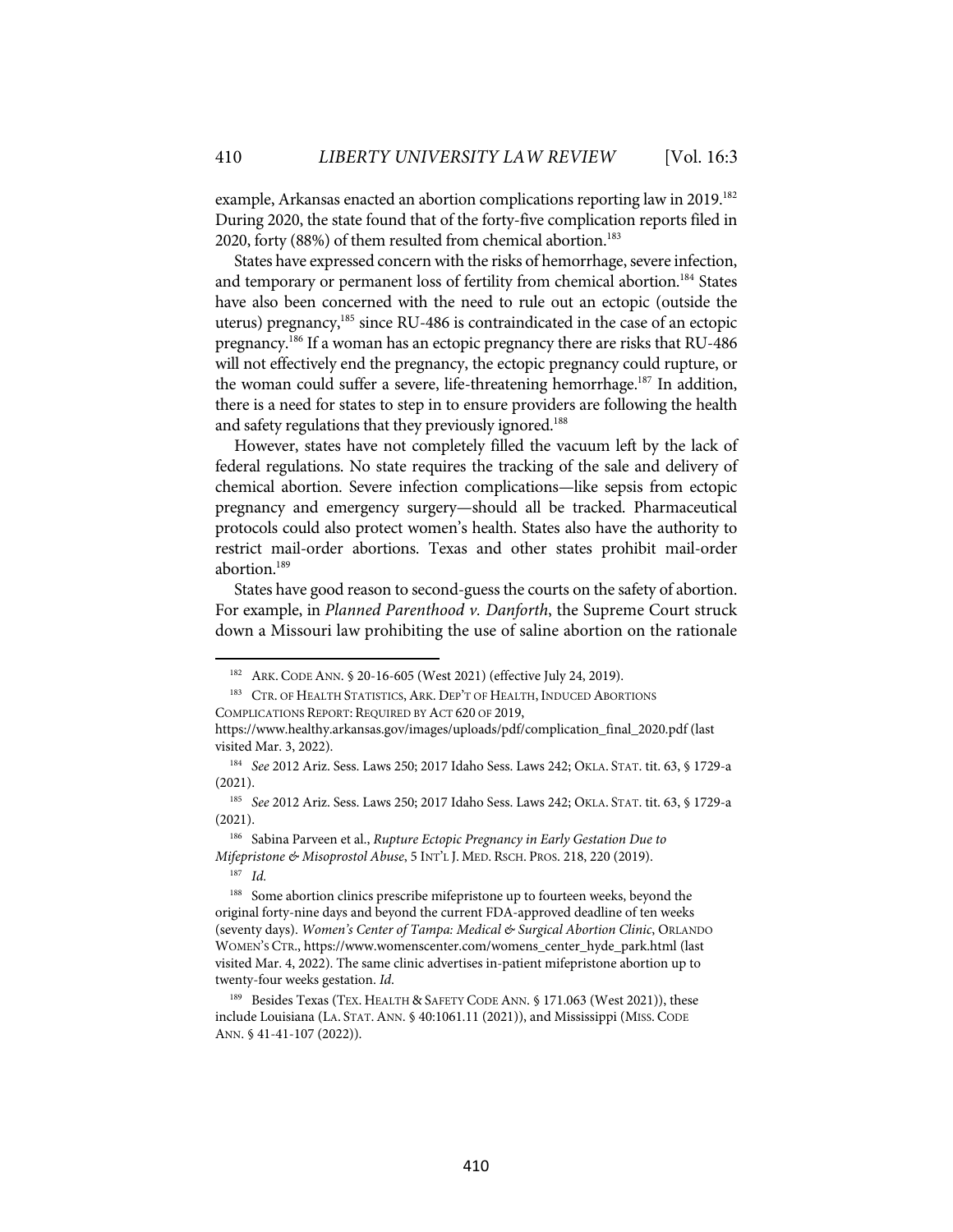example, Arkansas enacted an abortion complications reporting law in 2019.[182] During 2020, the state found that of the forty-five complication reports filed in 2020, forty (88%) of them resulted from chemical abortion.[183]

States have expressed concern with the risks of hemorrhage, severe infection, and temporary or permanent loss of fertility from chemical abortion.[184] States have also been concerned with the need to rule out an ectopic (outside the uterus) pregnancy,[185] since RU-486 is contraindicated in the case of an ectopic pregnancy.[186] If a woman has an ectopic pregnancy there are risks that RU-486 will not effectively end the pregnancy, the ectopic pregnancy could rupture, or the woman could suffer a severe, life-threatening hemorrhage.[187] In addition, there is a need for states to step in to ensure providers are following the health and safety regulations that they previously ignored.[188]

However, states have not completely filled the vacuum left by the lack of federal regulations. No state requires the tracking of the sale and delivery of chemical abortion. Severe infection complications—like sepsis from ectopic pregnancy and emergency surgery—should all be tracked. Pharmaceutical protocols could also protect women's health. States also have the authority to restrict mail-order abortions. Texas and other states prohibit mail-order abortion.[189]

States have good reason to second-guess the courts on the safety of abortion. For example, in *Planned Parenthood v. Danforth*, the Supreme Court struck down a Missouri law prohibiting the use of saline abortion on the rationale

---

[182] ARK. CODE ANN. § 20-16-605 (West 2021) (effective July 24, 2019).

[183] CTR. OF HEALTH STATISTICS, ARK. DEP'T OF HEALTH, INDUCED ABORTIONS COMPLICATIONS REPORT: REQUIRED BY ACT 620 OF 2019, https://www.healthy.arkansas.gov/images/uploads/pdf/complication_final_2020.pdf (last visited Mar. 3, 2022).

[184] *See* 2012 Ariz. Sess. Laws 250; 2017 Idaho Sess. Laws 242; OKLA. STAT. tit. 63, § 1729-a (2021).

[185] *See* 2012 Ariz. Sess. Laws 250; 2017 Idaho Sess. Laws 242; OKLA. STAT. tit. 63, § 1729-a (2021).

[186] Sabina Parveen et al., *Rupture Ectopic Pregnancy in Early Gestation Due to Mifepristone & Misoprostol Abuse*, 5 INT'L J. MED. RSCH. PROS. 218, 220 (2019).

[187] *Id.*

[188] Some abortion clinics prescribe mifepristone up to fourteen weeks, beyond the original forty-nine days and beyond the current FDA-approved deadline of ten weeks (seventy days). *Women's Center of Tampa: Medical & Surgical Abortion Clinic*, ORLANDO WOMEN'S CTR., https://www.womenscenter.com/womens_center_hyde_park.html (last visited Mar. 4, 2022). The same clinic advertises in-patient mifepristone abortion up to twenty-four weeks gestation. *Id*.

[189] Besides Texas (TEX. HEALTH & SAFETY CODE ANN. § 171.063 (West 2021)), these include Louisiana (LA. STAT. ANN. § 40:1061.11 (2021)), and Mississippi (MISS. CODE ANN. § 41-41-107 (2022)).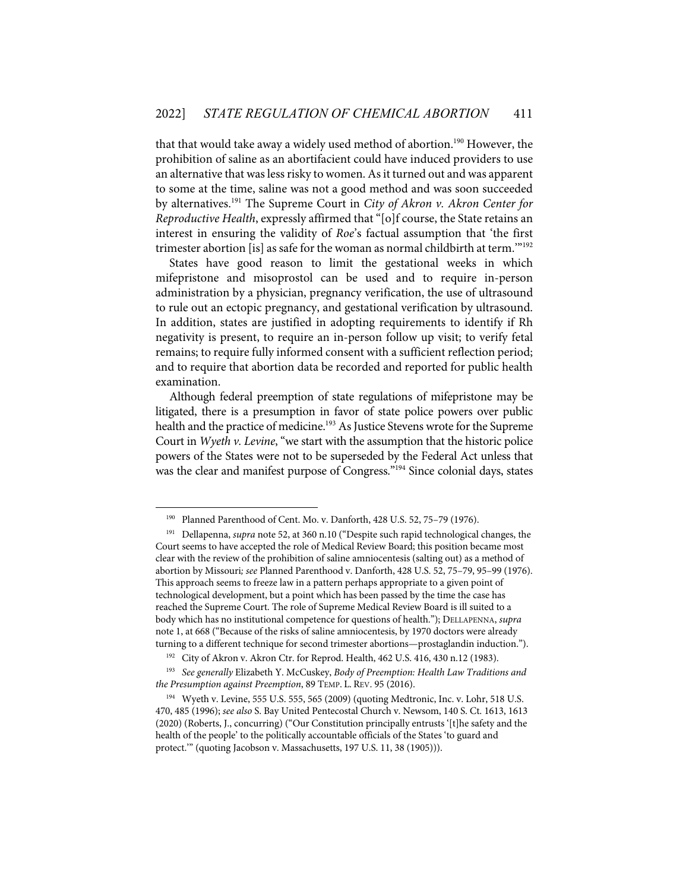that that would take away a widely used method of abortion.[190] However, the prohibition of saline as an abortifacient could have induced providers to use an alternative that was less risky to women. As it turned out and was apparent to some at the time, saline was not a good method and was soon succeeded by alternatives.[191] The Supreme Court in *City of Akron v. Akron Center for Reproductive Health*, expressly affirmed that "[o]f course, the State retains an interest in ensuring the validity of *Roe*'s factual assumption that 'the first trimester abortion [is] as safe for the woman as normal childbirth at term.'"[192]

States have good reason to limit the gestational weeks in which mifepristone and misoprostol can be used and to require in-person administration by a physician, pregnancy verification, the use of ultrasound to rule out an ectopic pregnancy, and gestational verification by ultrasound. In addition, states are justified in adopting requirements to identify if Rh negativity is present, to require an in-person follow up visit; to verify fetal remains; to require fully informed consent with a sufficient reflection period; and to require that abortion data be recorded and reported for public health examination.

Although federal preemption of state regulations of mifepristone may be litigated, there is a presumption in favor of state police powers over public health and the practice of medicine.[193] As Justice Stevens wrote for the Supreme Court in *Wyeth v. Levine*, "we start with the assumption that the historic police powers of the States were not to be superseded by the Federal Act unless that was the clear and manifest purpose of Congress."[194] Since colonial days, states

---

[190] Planned Parenthood of Cent. Mo. v. Danforth, 428 U.S. 52, 75–79 (1976).

[191] Dellapenna, *supra* note 52, at 360 n.10 ("Despite such rapid technological changes, the Court seems to have accepted the role of Medical Review Board; this position became most clear with the review of the prohibition of saline amniocentesis (salting out) as a method of abortion by Missouri*; see* Planned Parenthood v. Danforth, 428 U.S. 52, 75–79, 95–99 (1976). This approach seems to freeze law in a pattern perhaps appropriate to a given point of technological development, but a point which has been passed by the time the case has reached the Supreme Court. The role of Supreme Medical Review Board is ill suited to a body which has no institutional competence for questions of health."); DELLAPENNA, *supra* note 1, at 668 ("Because of the risks of saline amniocentesis, by 1970 doctors were already turning to a different technique for second trimester abortions—prostaglandin induction.").

[192] City of Akron v. Akron Ctr. for Reprod. Health, 462 U.S. 416, 430 n.12 (1983).

[193] *See generally* Elizabeth Y. McCuskey, *Body of Preemption: Health Law Traditions and the Presumption against Preemption*, 89 TEMP. L. REV. 95 (2016).

[194] Wyeth v. Levine, 555 U.S. 555, 565 (2009) (quoting Medtronic, Inc. v. Lohr, 518 U.S. 470, 485 (1996); *see also* S. Bay United Pentecostal Church v. Newsom, 140 S. Ct. 1613, 1613 (2020) (Roberts, J., concurring) ("Our Constitution principally entrusts '[t]he safety and the health of the people' to the politically accountable officials of the States 'to guard and protect.'" (quoting Jacobson v. Massachusetts, 197 U.S. 11, 38 (1905))).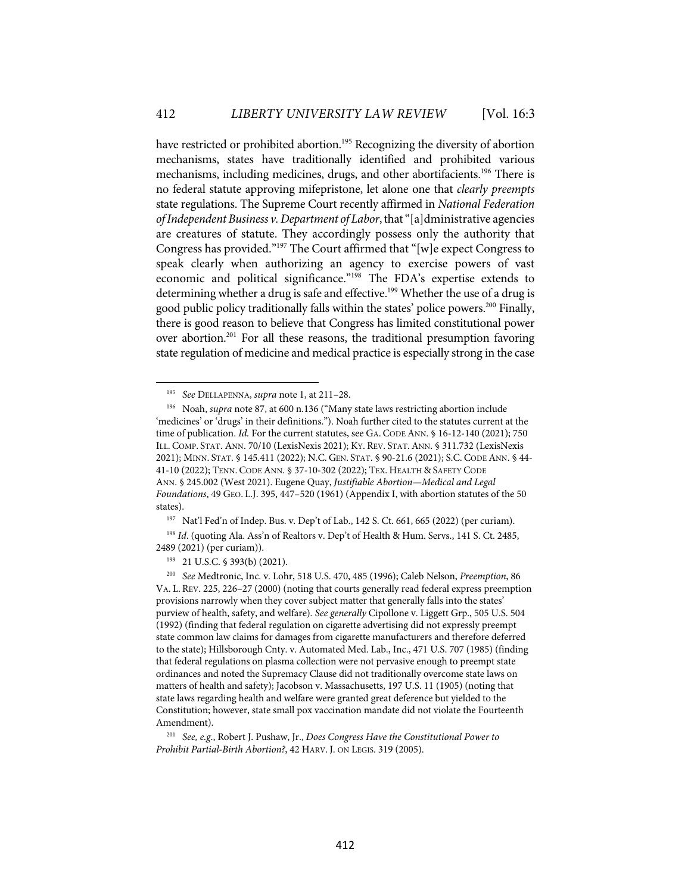have restricted or prohibited abortion.[195] Recognizing the diversity of abortion mechanisms, states have traditionally identified and prohibited various mechanisms, including medicines, drugs, and other abortifacients.[196] There is no federal statute approving mifepristone, let alone one that *clearly preempts* state regulations. The Supreme Court recently affirmed in *National Federation of Independent Business v. Department of Labor*, that "[a]dministrative agencies are creatures of statute. They accordingly possess only the authority that Congress has provided."[197] The Court affirmed that "[w]e expect Congress to speak clearly when authorizing an agency to exercise powers of vast economic and political significance."[198] The FDA's expertise extends to determining whether a drug is safe and effective.[199] Whether the use of a drug is good public policy traditionally falls within the states' police powers.[200] Finally, there is good reason to believe that Congress has limited constitutional power over abortion.[201] For all these reasons, the traditional presumption favoring state regulation of medicine and medical practice is especially strong in the case

---

[195] *See* DELLAPENNA, *supra* note 1, at 211–28.

[196] Noah, *supra* note 87, at 600 n.136 ("Many state laws restricting abortion include 'medicines' or 'drugs' in their definitions."). Noah further cited to the statutes current at the time of publication. *Id.* For the current statutes, see GA. CODE ANN. § 16-12-140 (2021); 750 ILL. COMP. STAT. ANN. 70/10 (LexisNexis 2021); KY. REV. STAT. ANN. § 311.732 (LexisNexis 2021); MINN. STAT. § 145.411 (2022); N.C. GEN. STAT. § 90-21.6 (2021); S.C. CODE ANN. § 44-41-10 (2022); TENN. CODE ANN. § 37-10-302 (2022); TEX. HEALTH & SAFETY CODE ANN. § 245.002 (West 2021). Eugene Quay, *Justifiable Abortion—Medical and Legal Foundations*, 49 GEO. L.J. 395, 447–520 (1961) (Appendix I, with abortion statutes of the 50 states).

[197] Nat'l Fed'n of Indep. Bus. v. Dep't of Lab., 142 S. Ct. 661, 665 (2022) (per curiam).

[198] *Id.* (quoting Ala. Ass'n of Realtors v. Dep't of Health & Hum. Servs., 141 S. Ct. 2485, 2489 (2021) (per curiam)).

[199] 21 U.S.C. § 393(b) (2021).

[200] *See* Medtronic, Inc. v. Lohr, 518 U.S. 470, 485 (1996); Caleb Nelson, *Preemption*, 86 VA. L. REV. 225, 226–27 (2000) (noting that courts generally read federal express preemption provisions narrowly when they cover subject matter that generally falls into the states' purview of health, safety, and welfare). *See generally* Cipollone v. Liggett Grp., 505 U.S. 504 (1992) (finding that federal regulation on cigarette advertising did not expressly preempt state common law claims for damages from cigarette manufacturers and therefore deferred to the state); Hillsborough Cnty. v. Automated Med. Lab., Inc., 471 U.S. 707 (1985) (finding that federal regulations on plasma collection were not pervasive enough to preempt state ordinances and noted the Supremacy Clause did not traditionally overcome state laws on matters of health and safety); Jacobson v. Massachusetts, 197 U.S. 11 (1905) (noting that state laws regarding health and welfare were granted great deference but yielded to the Constitution; however, state small pox vaccination mandate did not violate the Fourteenth Amendment).

[201] *See, e.g.*, Robert J. Pushaw, Jr., *Does Congress Have the Constitutional Power to Prohibit Partial-Birth Abortion?*, 42 HARV. J. ON LEGIS. 319 (2005).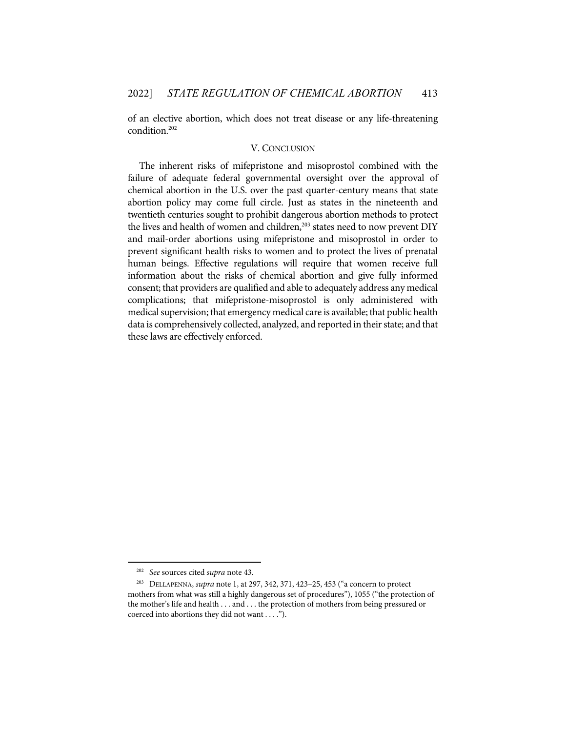of an elective abortion, which does not treat disease or any life-threatening condition.[202]

## V. CONCLUSION

The inherent risks of mifepristone and misoprostol combined with the failure of adequate federal governmental oversight over the approval of chemical abortion in the U.S. over the past quarter-century means that state abortion policy may come full circle. Just as states in the nineteenth and twentieth centuries sought to prohibit dangerous abortion methods to protect the lives and health of women and children,[203] states need to now prevent DIY and mail-order abortions using mifepristone and misoprostol in order to prevent significant health risks to women and to protect the lives of prenatal human beings. Effective regulations will require that women receive full information about the risks of chemical abortion and give fully informed consent; that providers are qualified and able to adequately address any medical complications; that mifepristone-misoprostol is only administered with medical supervision; that emergency medical care is available; that public health data is comprehensively collected, analyzed, and reported in their state; and that these laws are effectively enforced.

---

[202] *See* sources cited *supra* note 43.

[203] DELLAPENNA, *supra* note 1, at 297, 342, 371, 423–25, 453 ("a concern to protect mothers from what was still a highly dangerous set of procedures"), 1055 ("the protection of the mother's life and health . . . and . . . the protection of mothers from being pressured or coerced into abortions they did not want . . . .").